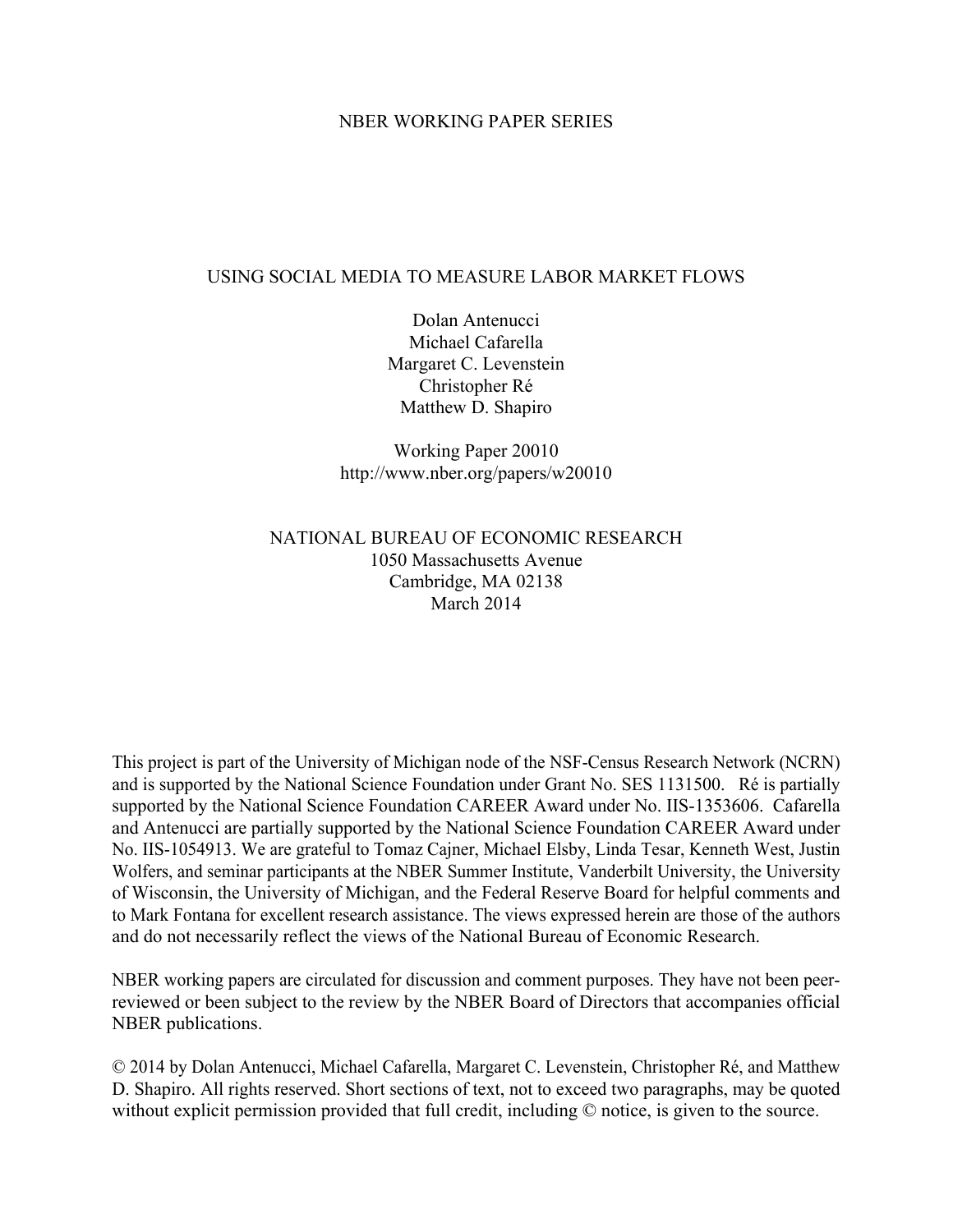NBER WORKING PAPER SERIES

# USING SOCIAL MEDIA TO MEASURE LABOR MARKET FLOWS

Dolan Antenucci
Michael Cafarella
Margaret C. Levenstein
Christopher Ré
Matthew D. Shapiro

Working Paper 20010
http://www.nber.org/papers/w20010

NATIONAL BUREAU OF ECONOMIC RESEARCH
1050 Massachusetts Avenue
Cambridge, MA 02138
March 2014

This project is part of the University of Michigan node of the NSF-Census Research Network (NCRN) and is supported by the National Science Foundation under Grant No. SES 1131500. Ré is partially supported by the National Science Foundation CAREER Award under No. IIS-1353606. Cafarella and Antenucci are partially supported by the National Science Foundation CAREER Award under No. IIS-1054913. We are grateful to Tomaz Cajner, Michael Elsby, Linda Tesar, Kenneth West, Justin Wolfers, and seminar participants at the NBER Summer Institute, Vanderbilt University, the University of Wisconsin, the University of Michigan, and the Federal Reserve Board for helpful comments and to Mark Fontana for excellent research assistance. The views expressed herein are those of the authors and do not necessarily reflect the views of the National Bureau of Economic Research.

NBER working papers are circulated for discussion and comment purposes. They have not been peer-reviewed or been subject to the review by the NBER Board of Directors that accompanies official NBER publications.

© 2014 by Dolan Antenucci, Michael Cafarella, Margaret C. Levenstein, Christopher Ré, and Matthew D. Shapiro. All rights reserved. Short sections of text, not to exceed two paragraphs, may be quoted without explicit permission provided that full credit, including © notice, is given to the source.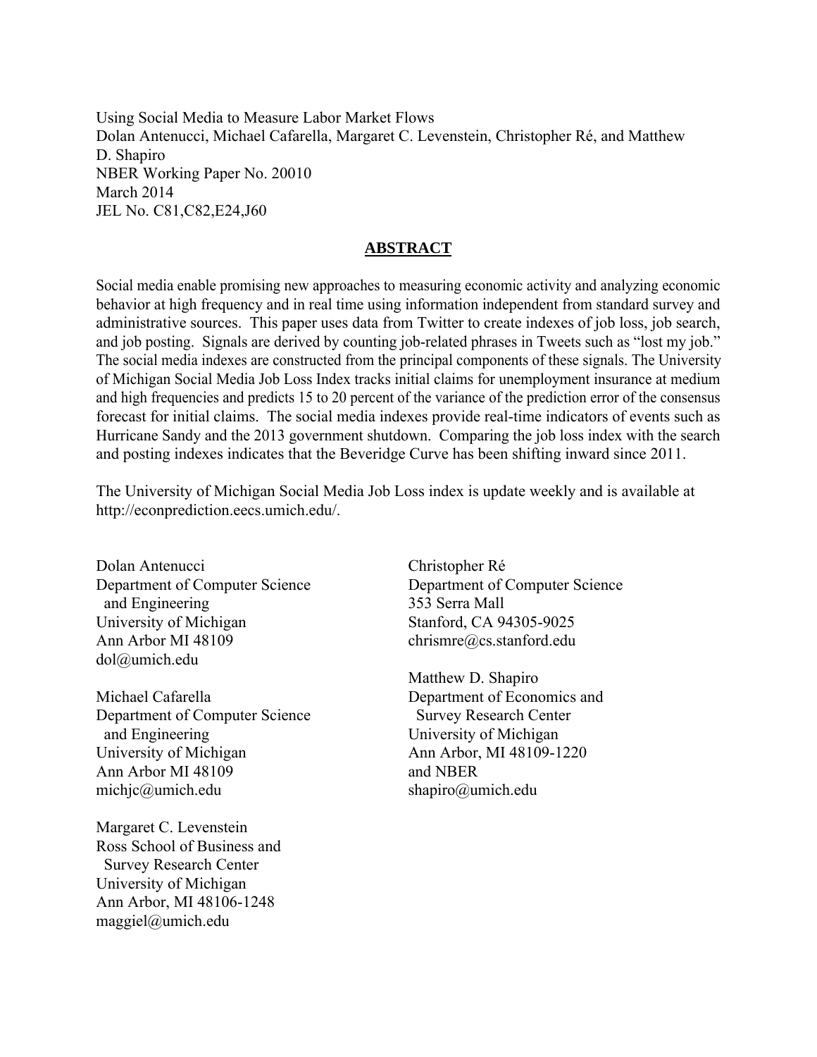Using Social Media to Measure Labor Market Flows
Dolan Antenucci, Michael Cafarella, Margaret C. Levenstein, Christopher Ré, and Matthew D. Shapiro
NBER Working Paper No. 20010
March 2014
JEL No. C81,C82,E24,J60

## **ABSTRACT**

Social media enable promising new approaches to measuring economic activity and analyzing economic behavior at high frequency and in real time using information independent from standard survey and administrative sources. This paper uses data from Twitter to create indexes of job loss, job search, and job posting. Signals are derived by counting job-related phrases in Tweets such as "lost my job." The social media indexes are constructed from the principal components of these signals. The University of Michigan Social Media Job Loss Index tracks initial claims for unemployment insurance at medium and high frequencies and predicts 15 to 20 percent of the variance of the prediction error of the consensus forecast for initial claims. The social media indexes provide real-time indicators of events such as Hurricane Sandy and the 2013 government shutdown. Comparing the job loss index with the search and posting indexes indicates that the Beveridge Curve has been shifting inward since 2011.

The University of Michigan Social Media Job Loss index is update weekly and is available at http://econprediction.eecs.umich.edu/.

Dolan Antenucci
Department of Computer Science and Engineering
University of Michigan
Ann Arbor MI 48109
dol@umich.edu

Michael Cafarella
Department of Computer Science and Engineering
University of Michigan
Ann Arbor MI 48109
michjc@umich.edu

Margaret C. Levenstein
Ross School of Business and Survey Research Center
University of Michigan
Ann Arbor, MI 48106-1248
maggiel@umich.edu

Christopher Ré
Department of Computer Science
353 Serra Mall
Stanford, CA 94305-9025
chrismre@cs.stanford.edu

Matthew D. Shapiro
Department of Economics and Survey Research Center
University of Michigan
Ann Arbor, MI 48109-1220
and NBER
shapiro@umich.edu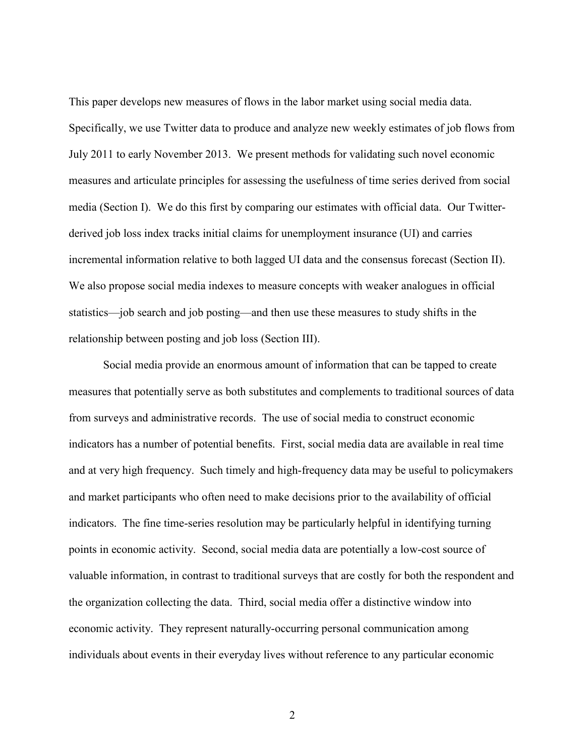This paper develops new measures of flows in the labor market using social media data. Specifically, we use Twitter data to produce and analyze new weekly estimates of job flows from July 2011 to early November 2013. We present methods for validating such novel economic measures and articulate principles for assessing the usefulness of time series derived from social media (Section I). We do this first by comparing our estimates with official data. Our Twitter-derived job loss index tracks initial claims for unemployment insurance (UI) and carries incremental information relative to both lagged UI data and the consensus forecast (Section II). We also propose social media indexes to measure concepts with weaker analogues in official statistics—job search and job posting—and then use these measures to study shifts in the relationship between posting and job loss (Section III).

Social media provide an enormous amount of information that can be tapped to create measures that potentially serve as both substitutes and complements to traditional sources of data from surveys and administrative records. The use of social media to construct economic indicators has a number of potential benefits. First, social media data are available in real time and at very high frequency. Such timely and high-frequency data may be useful to policymakers and market participants who often need to make decisions prior to the availability of official indicators. The fine time-series resolution may be particularly helpful in identifying turning points in economic activity. Second, social media data are potentially a low-cost source of valuable information, in contrast to traditional surveys that are costly for both the respondent and the organization collecting the data. Third, social media offer a distinctive window into economic activity. They represent naturally-occurring personal communication among individuals about events in their everyday lives without reference to any particular economic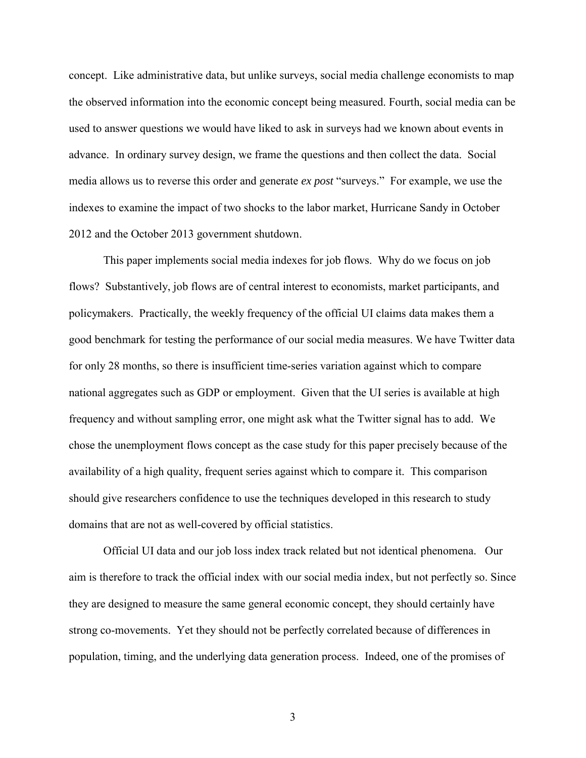concept. Like administrative data, but unlike surveys, social media challenge economists to map the observed information into the economic concept being measured. Fourth, social media can be used to answer questions we would have liked to ask in surveys had we known about events in advance. In ordinary survey design, we frame the questions and then collect the data. Social media allows us to reverse this order and generate *ex post* "surveys." For example, we use the indexes to examine the impact of two shocks to the labor market, Hurricane Sandy in October 2012 and the October 2013 government shutdown.

This paper implements social media indexes for job flows. Why do we focus on job flows? Substantively, job flows are of central interest to economists, market participants, and policymakers. Practically, the weekly frequency of the official UI claims data makes them a good benchmark for testing the performance of our social media measures. We have Twitter data for only 28 months, so there is insufficient time-series variation against which to compare national aggregates such as GDP or employment. Given that the UI series is available at high frequency and without sampling error, one might ask what the Twitter signal has to add. We chose the unemployment flows concept as the case study for this paper precisely because of the availability of a high quality, frequent series against which to compare it. This comparison should give researchers confidence to use the techniques developed in this research to study domains that are not as well-covered by official statistics.

Official UI data and our job loss index track related but not identical phenomena. Our aim is therefore to track the official index with our social media index, but not perfectly so. Since they are designed to measure the same general economic concept, they should certainly have strong co-movements. Yet they should not be perfectly correlated because of differences in population, timing, and the underlying data generation process. Indeed, one of the promises of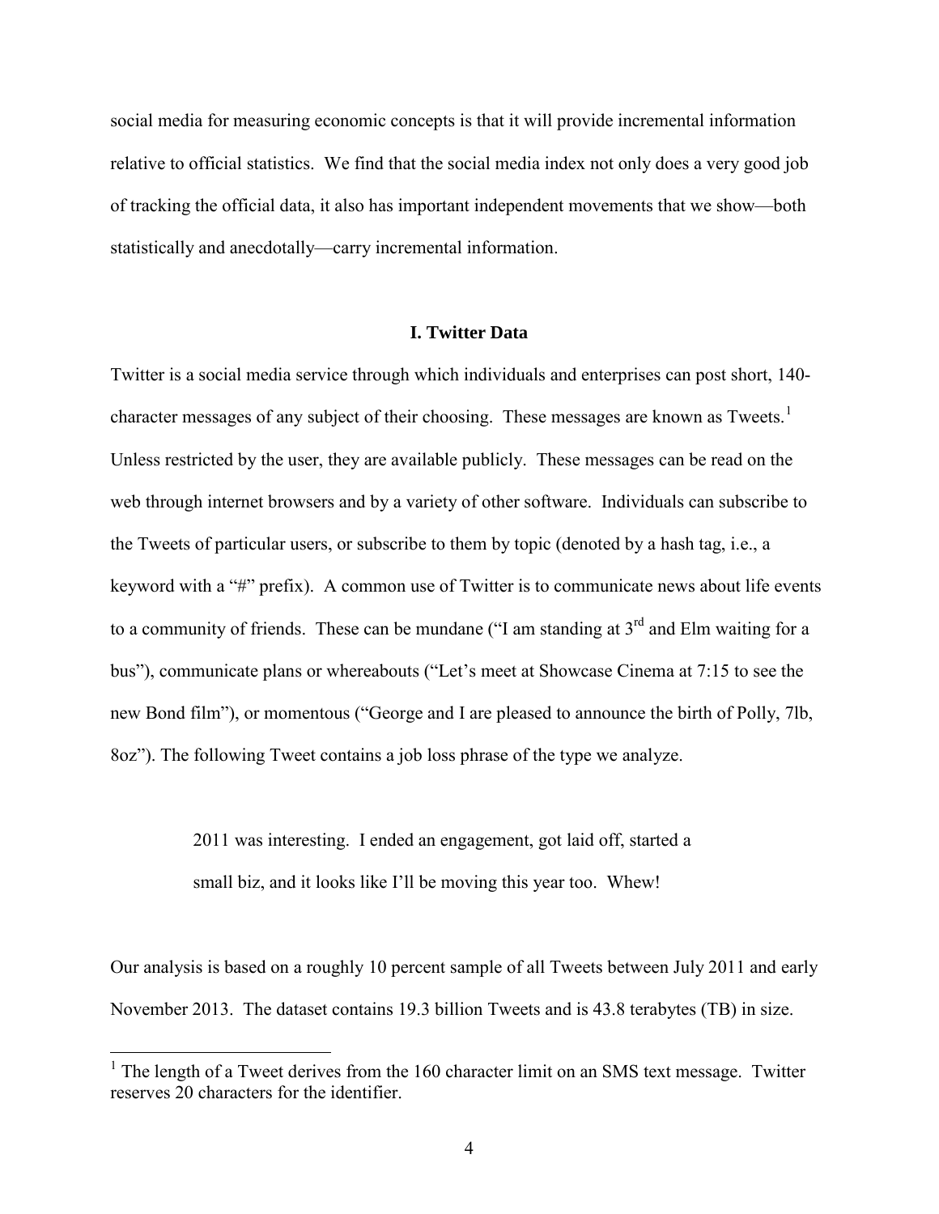social media for measuring economic concepts is that it will provide incremental information relative to official statistics. We find that the social media index not only does a very good job of tracking the official data, it also has important independent movements that we show—both statistically and anecdotally—carry incremental information.

## I. Twitter Data

Twitter is a social media service through which individuals and enterprises can post short, 140-character messages of any subject of their choosing. These messages are known as Tweets.[1] Unless restricted by the user, they are available publicly. These messages can be read on the web through internet browsers and by a variety of other software. Individuals can subscribe to the Tweets of particular users, or subscribe to them by topic (denoted by a hash tag, i.e., a keyword with a "#" prefix). A common use of Twitter is to communicate news about life events to a community of friends. These can be mundane ("I am standing at 3rd and Elm waiting for a bus"), communicate plans or whereabouts ("Let's meet at Showcase Cinema at 7:15 to see the new Bond film"), or momentous ("George and I are pleased to announce the birth of Polly, 7lb, 8oz"). The following Tweet contains a job loss phrase of the type we analyze.

> 2011 was interesting. I ended an engagement, got laid off, started a small biz, and it looks like I'll be moving this year too. Whew!

Our analysis is based on a roughly 10 percent sample of all Tweets between July 2011 and early November 2013. The dataset contains 19.3 billion Tweets and is 43.8 terabytes (TB) in size.

[1] The length of a Tweet derives from the 160 character limit on an SMS text message. Twitter reserves 20 characters for the identifier.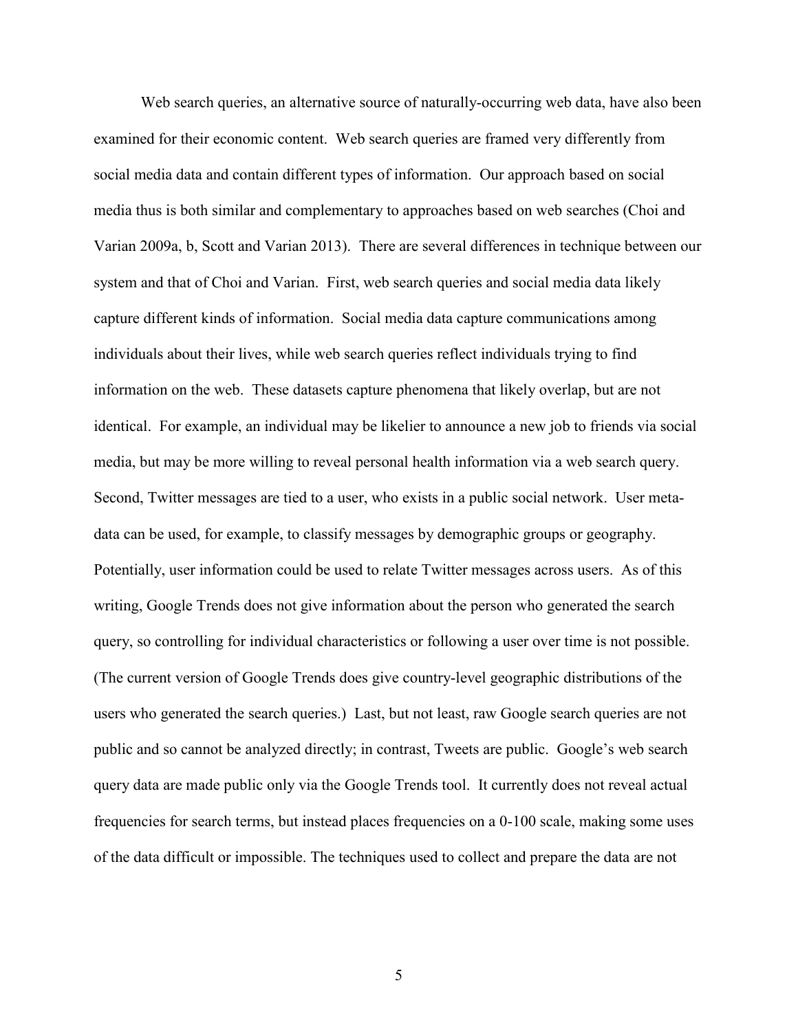Web search queries, an alternative source of naturally-occurring web data, have also been examined for their economic content. Web search queries are framed very differently from social media data and contain different types of information. Our approach based on social media thus is both similar and complementary to approaches based on web searches (Choi and Varian 2009a, b, Scott and Varian 2013). There are several differences in technique between our system and that of Choi and Varian. First, web search queries and social media data likely capture different kinds of information. Social media data capture communications among individuals about their lives, while web search queries reflect individuals trying to find information on the web. These datasets capture phenomena that likely overlap, but are not identical. For example, an individual may be likelier to announce a new job to friends via social media, but may be more willing to reveal personal health information via a web search query. Second, Twitter messages are tied to a user, who exists in a public social network. User meta-data can be used, for example, to classify messages by demographic groups or geography. Potentially, user information could be used to relate Twitter messages across users. As of this writing, Google Trends does not give information about the person who generated the search query, so controlling for individual characteristics or following a user over time is not possible. (The current version of Google Trends does give country-level geographic distributions of the users who generated the search queries.) Last, but not least, raw Google search queries are not public and so cannot be analyzed directly; in contrast, Tweets are public. Google's web search query data are made public only via the Google Trends tool. It currently does not reveal actual frequencies for search terms, but instead places frequencies on a 0-100 scale, making some uses of the data difficult or impossible. The techniques used to collect and prepare the data are not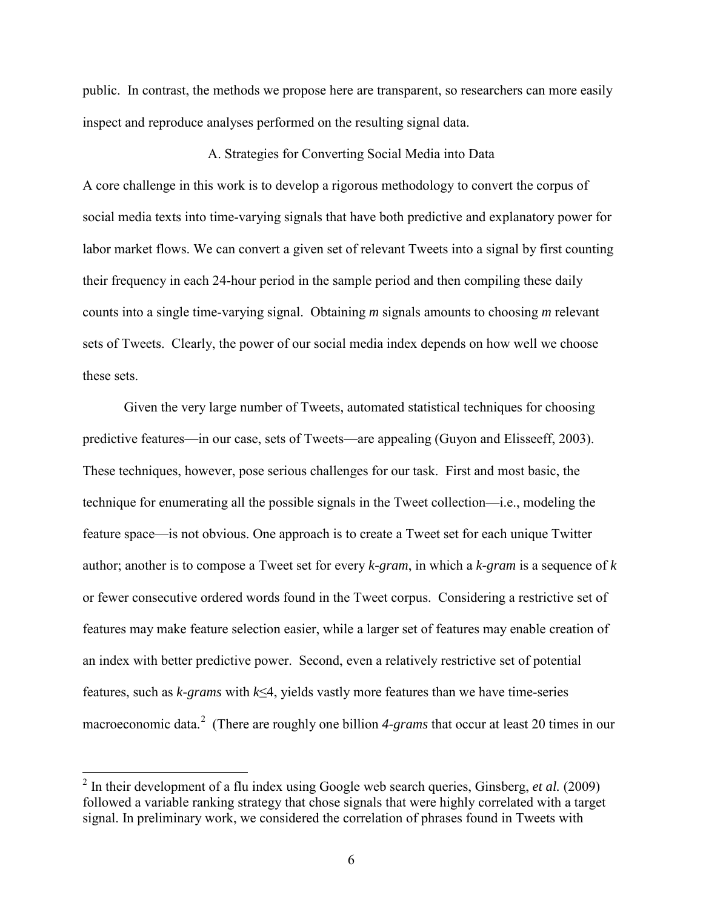public. In contrast, the methods we propose here are transparent, so researchers can more easily inspect and reproduce analyses performed on the resulting signal data.

### A. Strategies for Converting Social Media into Data

A core challenge in this work is to develop a rigorous methodology to convert the corpus of social media texts into time-varying signals that have both predictive and explanatory power for labor market flows. We can convert a given set of relevant Tweets into a signal by first counting their frequency in each 24-hour period in the sample period and then compiling these daily counts into a single time-varying signal. Obtaining $m$ signals amounts to choosing $m$ relevant sets of Tweets. Clearly, the power of our social media index depends on how well we choose these sets.

Given the very large number of Tweets, automated statistical techniques for choosing predictive features—in our case, sets of Tweets—are appealing (Guyon and Elisseeff, 2003). These techniques, however, pose serious challenges for our task. First and most basic, the technique for enumerating all the possible signals in the Tweet collection—i.e., modeling the feature space—is not obvious. One approach is to create a Tweet set for each unique Twitter author; another is to compose a Tweet set for every *k-gram*, in which a *k-gram* is a sequence of $k$ or fewer consecutive ordered words found in the Tweet corpus. Considering a restrictive set of features may make feature selection easier, while a larger set of features may enable creation of an index with better predictive power. Second, even a relatively restrictive set of potential features, such as *k-grams* with $k \leq 4$, yields vastly more features than we have time-series macroeconomic data.[2] (There are roughly one billion *4-grams* that occur at least 20 times in our

[2] In their development of a flu index using Google web search queries, Ginsberg, *et al.* (2009) followed a variable ranking strategy that chose signals that were highly correlated with a target signal. In preliminary work, we considered the correlation of phrases found in Tweets with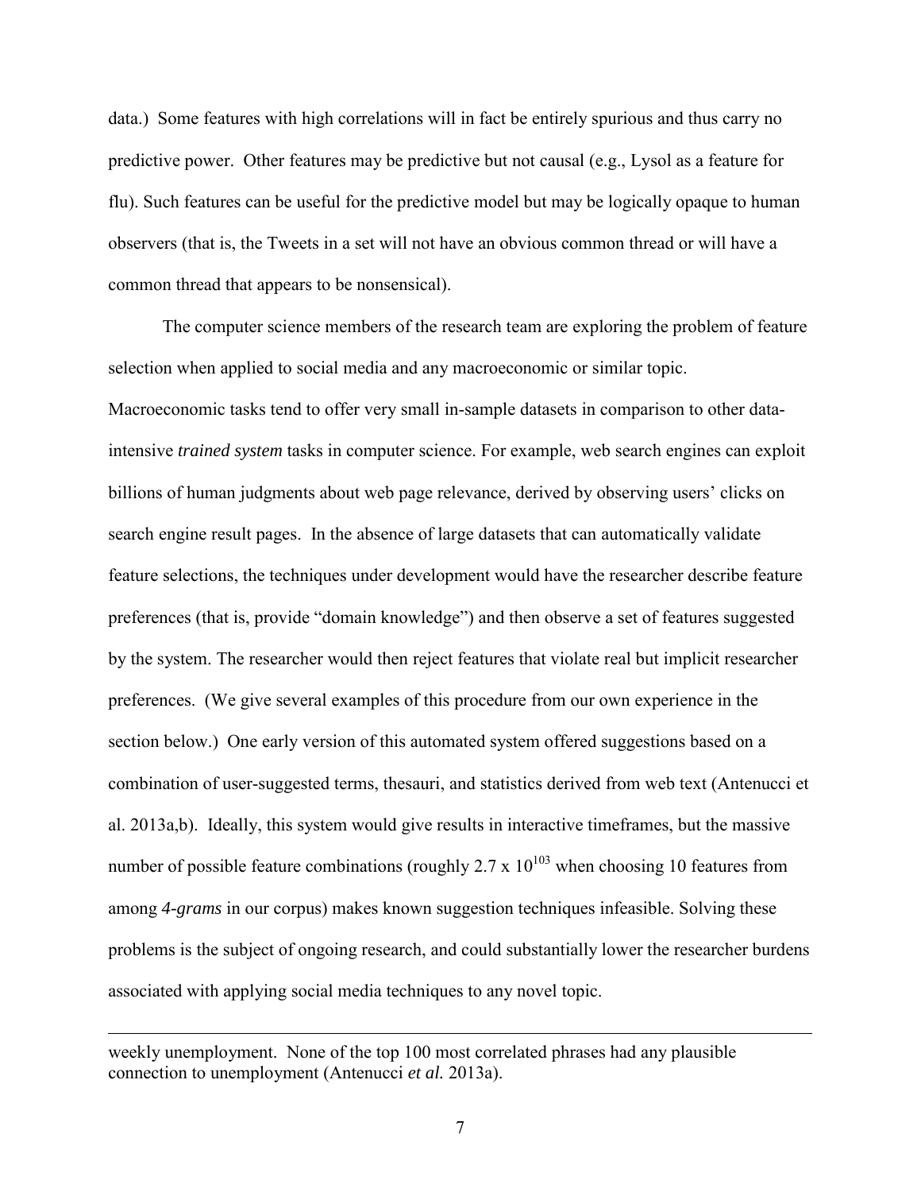data.) Some features with high correlations will in fact be entirely spurious and thus carry no predictive power. Other features may be predictive but not causal (e.g., Lysol as a feature for flu). Such features can be useful for the predictive model but may be logically opaque to human observers (that is, the Tweets in a set will not have an obvious common thread or will have a common thread that appears to be nonsensical).

The computer science members of the research team are exploring the problem of feature selection when applied to social media and any macroeconomic or similar topic. Macroeconomic tasks tend to offer very small in-sample datasets in comparison to other data-intensive *trained system* tasks in computer science. For example, web search engines can exploit billions of human judgments about web page relevance, derived by observing users' clicks on search engine result pages. In the absence of large datasets that can automatically validate feature selections, the techniques under development would have the researcher describe feature preferences (that is, provide "domain knowledge") and then observe a set of features suggested by the system. The researcher would then reject features that violate real but implicit researcher preferences. (We give several examples of this procedure from our own experience in the section below.) One early version of this automated system offered suggestions based on a combination of user-suggested terms, thesauri, and statistics derived from web text (Antenucci et al. 2013a,b). Ideally, this system would give results in interactive timeframes, but the massive number of possible feature combinations (roughly $2.7 \times 10^{103}$ when choosing 10 features from among *4-grams* in our corpus) makes known suggestion techniques infeasible. Solving these problems is the subject of ongoing research, and could substantially lower the researcher burdens associated with applying social media techniques to any novel topic.

---

weekly unemployment. None of the top 100 most correlated phrases had any plausible connection to unemployment (Antenucci *et al.* 2013a).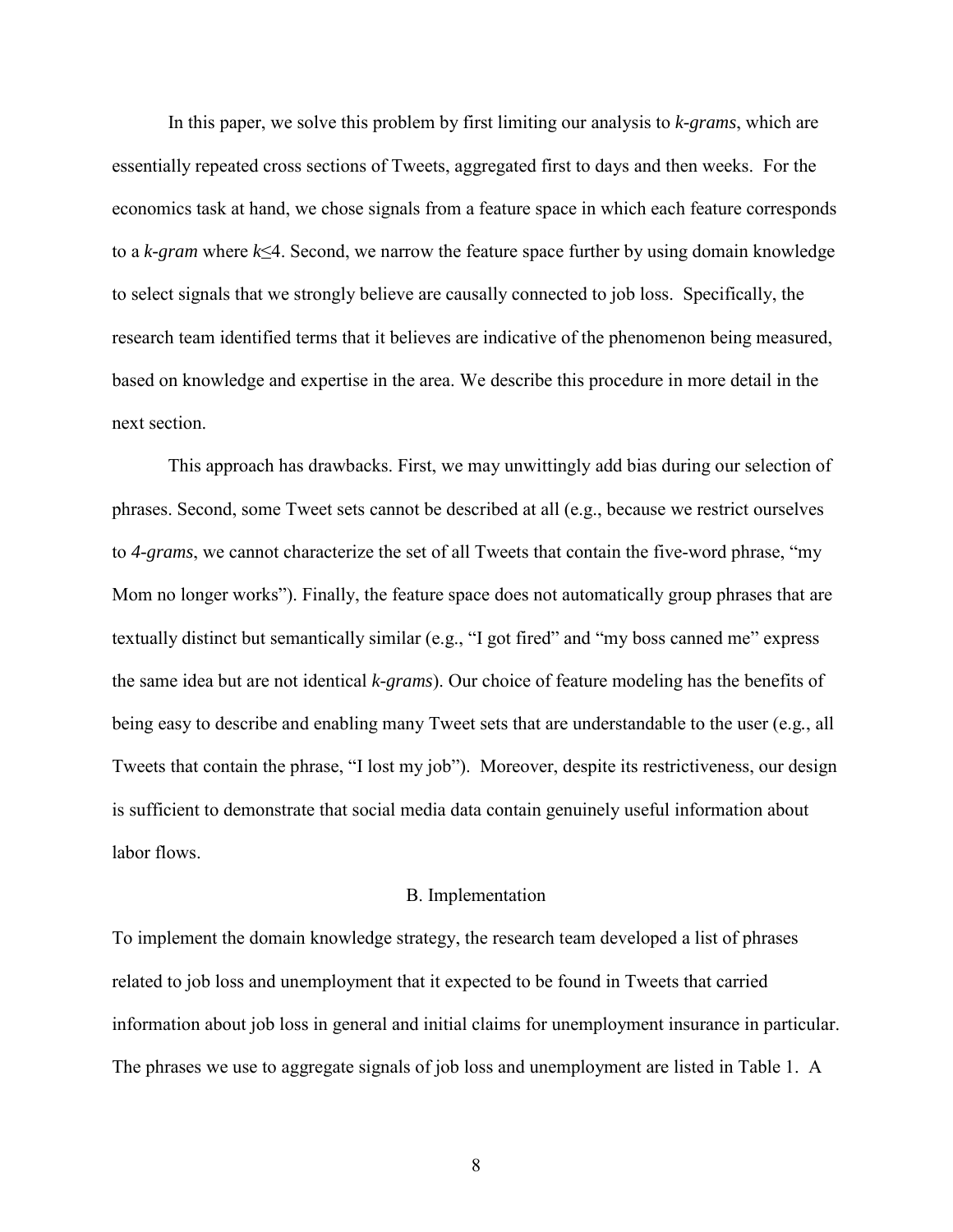In this paper, we solve this problem by first limiting our analysis to *k-grams*, which are essentially repeated cross sections of Tweets, aggregated first to days and then weeks. For the economics task at hand, we chose signals from a feature space in which each feature corresponds to a *k-gram* where $k \leq 4$. Second, we narrow the feature space further by using domain knowledge to select signals that we strongly believe are causally connected to job loss. Specifically, the research team identified terms that it believes are indicative of the phenomenon being measured, based on knowledge and expertise in the area. We describe this procedure in more detail in the next section.

This approach has drawbacks. First, we may unwittingly add bias during our selection of phrases. Second, some Tweet sets cannot be described at all (e.g., because we restrict ourselves to *4-grams*, we cannot characterize the set of all Tweets that contain the five-word phrase, "my Mom no longer works"). Finally, the feature space does not automatically group phrases that are textually distinct but semantically similar (e.g., "I got fired" and "my boss canned me" express the same idea but are not identical *k-grams*). Our choice of feature modeling has the benefits of being easy to describe and enabling many Tweet sets that are understandable to the user (e.g., all Tweets that contain the phrase, "I lost my job"). Moreover, despite its restrictiveness, our design is sufficient to demonstrate that social media data contain genuinely useful information about labor flows.

### B. Implementation

To implement the domain knowledge strategy, the research team developed a list of phrases related to job loss and unemployment that it expected to be found in Tweets that carried information about job loss in general and initial claims for unemployment insurance in particular. The phrases we use to aggregate signals of job loss and unemployment are listed in Table 1. A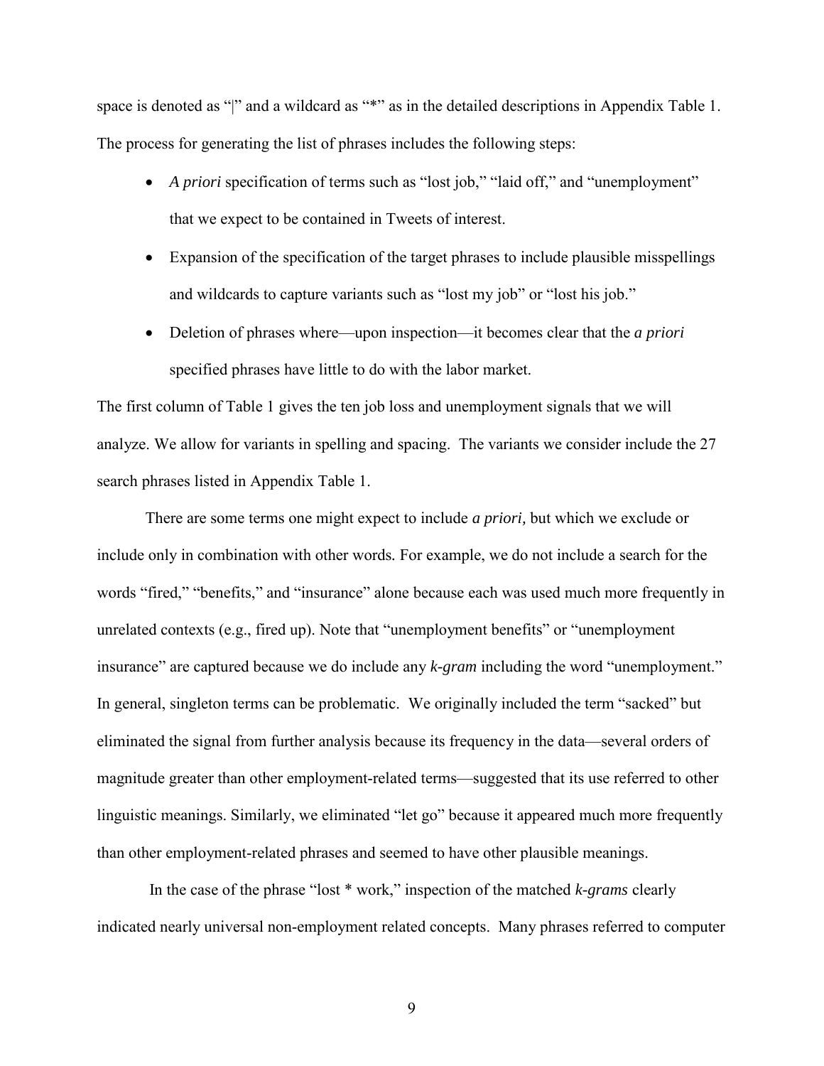space is denoted as "|" and a wildcard as "*" as in the detailed descriptions in Appendix Table 1. The process for generating the list of phrases includes the following steps:

- *A priori* specification of terms such as "lost job," "laid off," and "unemployment" that we expect to be contained in Tweets of interest.
- Expansion of the specification of the target phrases to include plausible misspellings and wildcards to capture variants such as "lost my job" or "lost his job."
- Deletion of phrases where—upon inspection—it becomes clear that the *a priori* specified phrases have little to do with the labor market.

The first column of Table 1 gives the ten job loss and unemployment signals that we will analyze. We allow for variants in spelling and spacing. The variants we consider include the 27 search phrases listed in Appendix Table 1.

There are some terms one might expect to include *a priori,* but which we exclude or include only in combination with other words. For example, we do not include a search for the words "fired," "benefits," and "insurance" alone because each was used much more frequently in unrelated contexts (e.g., fired up). Note that "unemployment benefits" or "unemployment insurance" are captured because we do include any *k-gram* including the word "unemployment." In general, singleton terms can be problematic. We originally included the term "sacked" but eliminated the signal from further analysis because its frequency in the data—several orders of magnitude greater than other employment-related terms—suggested that its use referred to other linguistic meanings. Similarly, we eliminated "let go" because it appeared much more frequently than other employment-related phrases and seemed to have other plausible meanings.

In the case of the phrase "lost * work," inspection of the matched *k-grams* clearly indicated nearly universal non-employment related concepts. Many phrases referred to computer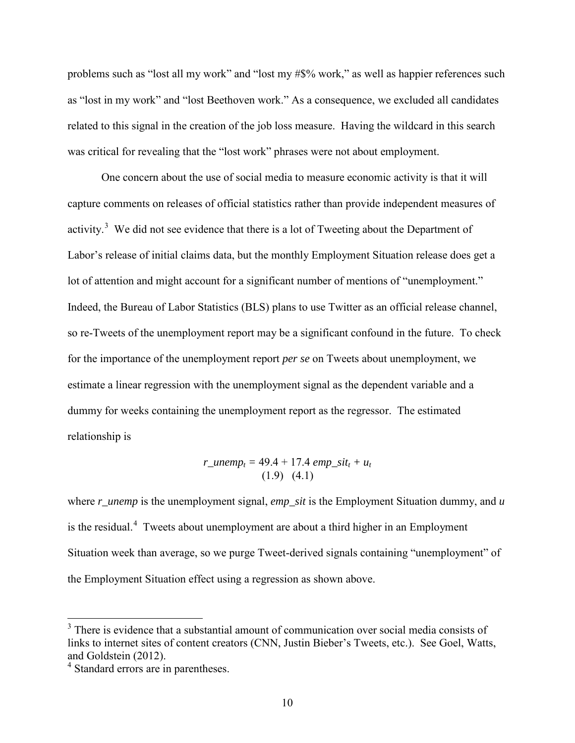problems such as "lost all my work" and "lost my #$% work," as well as happier references such as "lost in my work" and "lost Beethoven work." As a consequence, we excluded all candidates related to this signal in the creation of the job loss measure. Having the wildcard in this search was critical for revealing that the "lost work" phrases were not about employment.

One concern about the use of social media to measure economic activity is that it will capture comments on releases of official statistics rather than provide independent measures of activity.[3] We did not see evidence that there is a lot of Tweeting about the Department of Labor's release of initial claims data, but the monthly Employment Situation release does get a lot of attention and might account for a significant number of mentions of "unemployment." Indeed, the Bureau of Labor Statistics (BLS) plans to use Twitter as an official release channel, so re-Tweets of the unemployment report may be a significant confound in the future. To check for the importance of the unemployment report *per se* on Tweets about unemployment, we estimate a linear regression with the unemployment signal as the dependent variable and a dummy for weeks containing the unemployment report as the regressor. The estimated relationship is

$$r\_unemp_t = \underset{(1.9)}{49.4} + \underset{(4.1)}{17.4}\, emp\_sit_t + u_t$$

where *r_unemp* is the unemployment signal, *emp_sit* is the Employment Situation dummy, and *u* is the residual.[4] Tweets about unemployment are about a third higher in an Employment Situation week than average, so we purge Tweet-derived signals containing "unemployment" of the Employment Situation effect using a regression as shown above.

[3] There is evidence that a substantial amount of communication over social media consists of links to internet sites of content creators (CNN, Justin Bieber's Tweets, etc.). See Goel, Watts, and Goldstein (2012).

[4] Standard errors are in parentheses.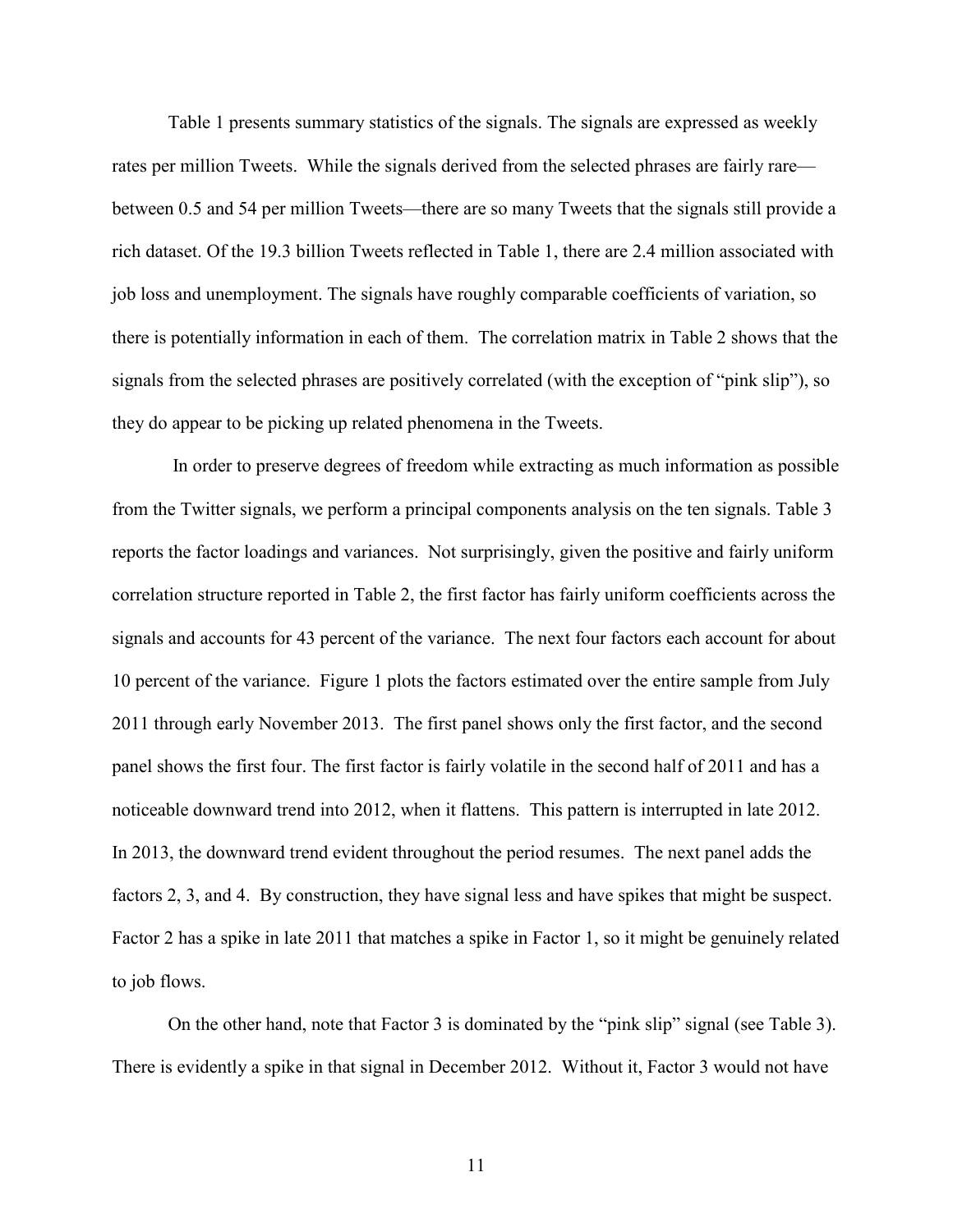Table 1 presents summary statistics of the signals. The signals are expressed as weekly rates per million Tweets. While the signals derived from the selected phrases are fairly rare—between 0.5 and 54 per million Tweets—there are so many Tweets that the signals still provide a rich dataset. Of the 19.3 billion Tweets reflected in Table 1, there are 2.4 million associated with job loss and unemployment. The signals have roughly comparable coefficients of variation, so there is potentially information in each of them. The correlation matrix in Table 2 shows that the signals from the selected phrases are positively correlated (with the exception of "pink slip"), so they do appear to be picking up related phenomena in the Tweets.

In order to preserve degrees of freedom while extracting as much information as possible from the Twitter signals, we perform a principal components analysis on the ten signals. Table 3 reports the factor loadings and variances. Not surprisingly, given the positive and fairly uniform correlation structure reported in Table 2, the first factor has fairly uniform coefficients across the signals and accounts for 43 percent of the variance. The next four factors each account for about 10 percent of the variance. Figure 1 plots the factors estimated over the entire sample from July 2011 through early November 2013. The first panel shows only the first factor, and the second panel shows the first four. The first factor is fairly volatile in the second half of 2011 and has a noticeable downward trend into 2012, when it flattens. This pattern is interrupted in late 2012. In 2013, the downward trend evident throughout the period resumes. The next panel adds the factors 2, 3, and 4. By construction, they have signal less and have spikes that might be suspect. Factor 2 has a spike in late 2011 that matches a spike in Factor 1, so it might be genuinely related to job flows.

On the other hand, note that Factor 3 is dominated by the "pink slip" signal (see Table 3). There is evidently a spike in that signal in December 2012. Without it, Factor 3 would not have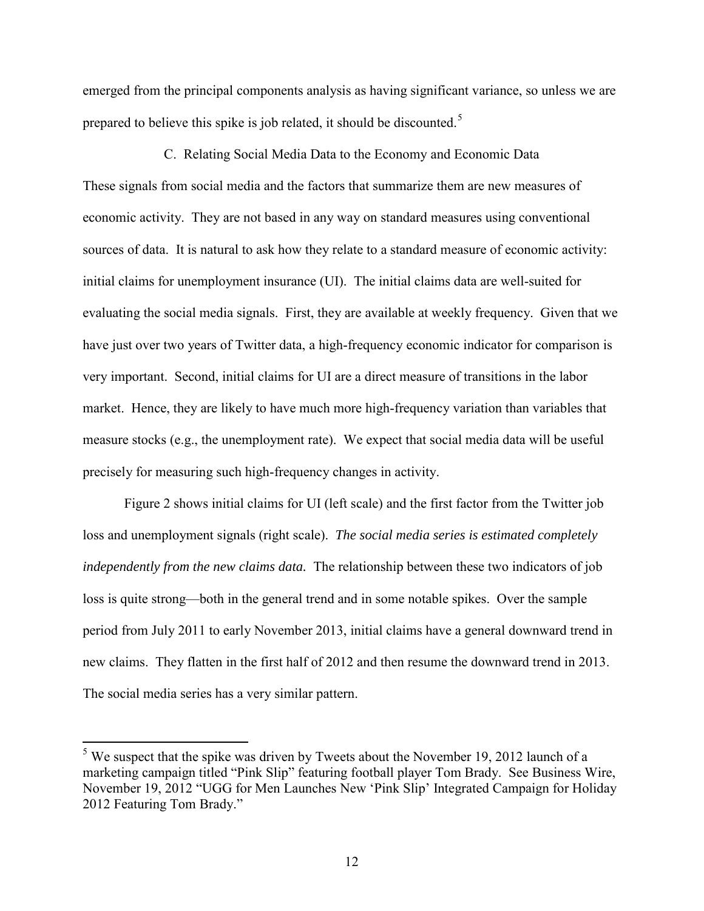emerged from the principal components analysis as having significant variance, so unless we are prepared to believe this spike is job related, it should be discounted.[5]

### C. Relating Social Media Data to the Economy and Economic Data

These signals from social media and the factors that summarize them are new measures of economic activity. They are not based in any way on standard measures using conventional sources of data. It is natural to ask how they relate to a standard measure of economic activity: initial claims for unemployment insurance (UI). The initial claims data are well-suited for evaluating the social media signals. First, they are available at weekly frequency. Given that we have just over two years of Twitter data, a high-frequency economic indicator for comparison is very important. Second, initial claims for UI are a direct measure of transitions in the labor market. Hence, they are likely to have much more high-frequency variation than variables that measure stocks (e.g., the unemployment rate). We expect that social media data will be useful precisely for measuring such high-frequency changes in activity.

Figure 2 shows initial claims for UI (left scale) and the first factor from the Twitter job loss and unemployment signals (right scale). *The social media series is estimated completely independently from the new claims data.* The relationship between these two indicators of job loss is quite strong—both in the general trend and in some notable spikes. Over the sample period from July 2011 to early November 2013, initial claims have a general downward trend in new claims. They flatten in the first half of 2012 and then resume the downward trend in 2013. The social media series has a very similar pattern.

---

[5] We suspect that the spike was driven by Tweets about the November 19, 2012 launch of a marketing campaign titled "Pink Slip" featuring football player Tom Brady. See Business Wire, November 19, 2012 "UGG for Men Launches New 'Pink Slip' Integrated Campaign for Holiday 2012 Featuring Tom Brady."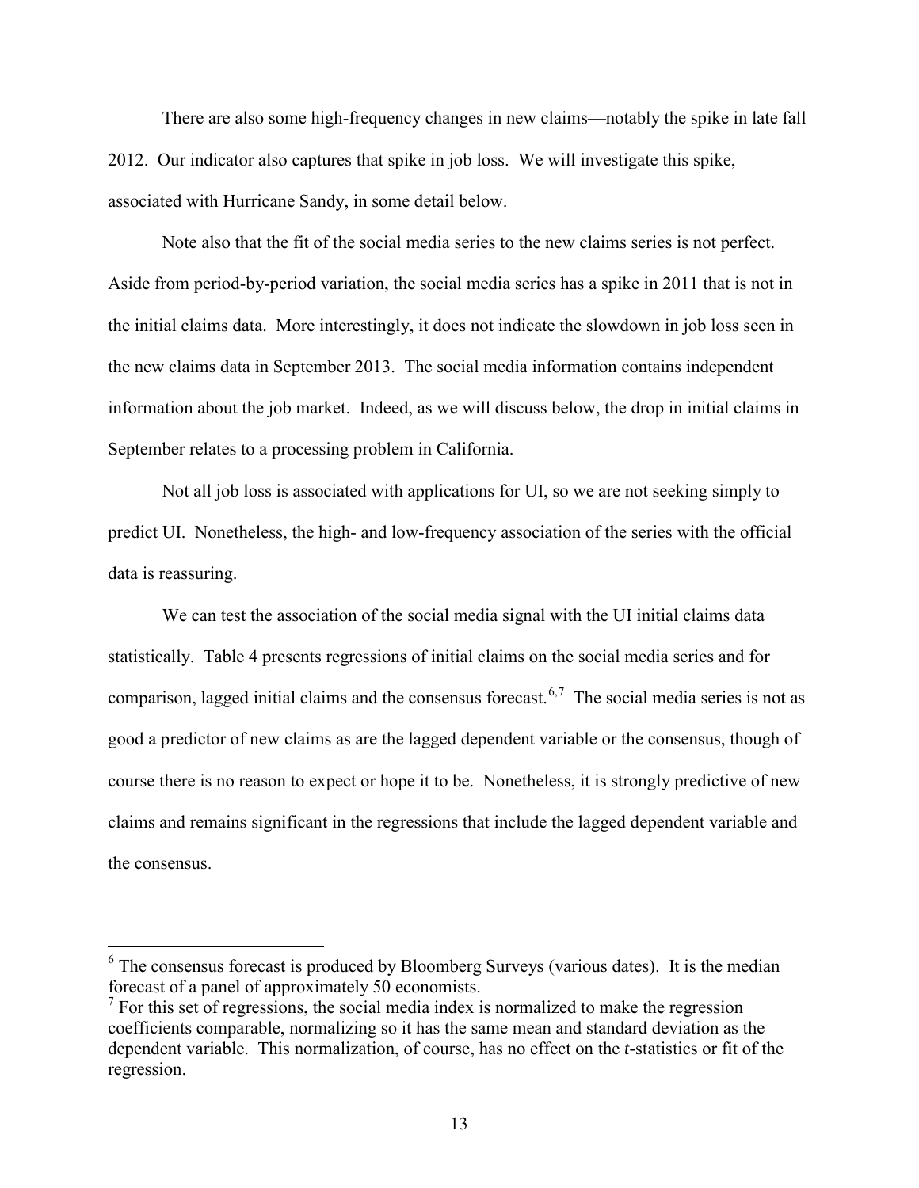There are also some high-frequency changes in new claims—notably the spike in late fall 2012. Our indicator also captures that spike in job loss. We will investigate this spike, associated with Hurricane Sandy, in some detail below.

Note also that the fit of the social media series to the new claims series is not perfect. Aside from period-by-period variation, the social media series has a spike in 2011 that is not in the initial claims data. More interestingly, it does not indicate the slowdown in job loss seen in the new claims data in September 2013. The social media information contains independent information about the job market. Indeed, as we will discuss below, the drop in initial claims in September relates to a processing problem in California.

Not all job loss is associated with applications for UI, so we are not seeking simply to predict UI. Nonetheless, the high- and low-frequency association of the series with the official data is reassuring.

We can test the association of the social media signal with the UI initial claims data statistically. Table 4 presents regressions of initial claims on the social media series and for comparison, lagged initial claims and the consensus forecast.[6,7] The social media series is not as good a predictor of new claims as are the lagged dependent variable or the consensus, though of course there is no reason to expect or hope it to be. Nonetheless, it is strongly predictive of new claims and remains significant in the regressions that include the lagged dependent variable and the consensus.

---

[6] The consensus forecast is produced by Bloomberg Surveys (various dates). It is the median forecast of a panel of approximately 50 economists.

[7] For this set of regressions, the social media index is normalized to make the regression coefficients comparable, normalizing so it has the same mean and standard deviation as the dependent variable. This normalization, of course, has no effect on the *t*-statistics or fit of the regression.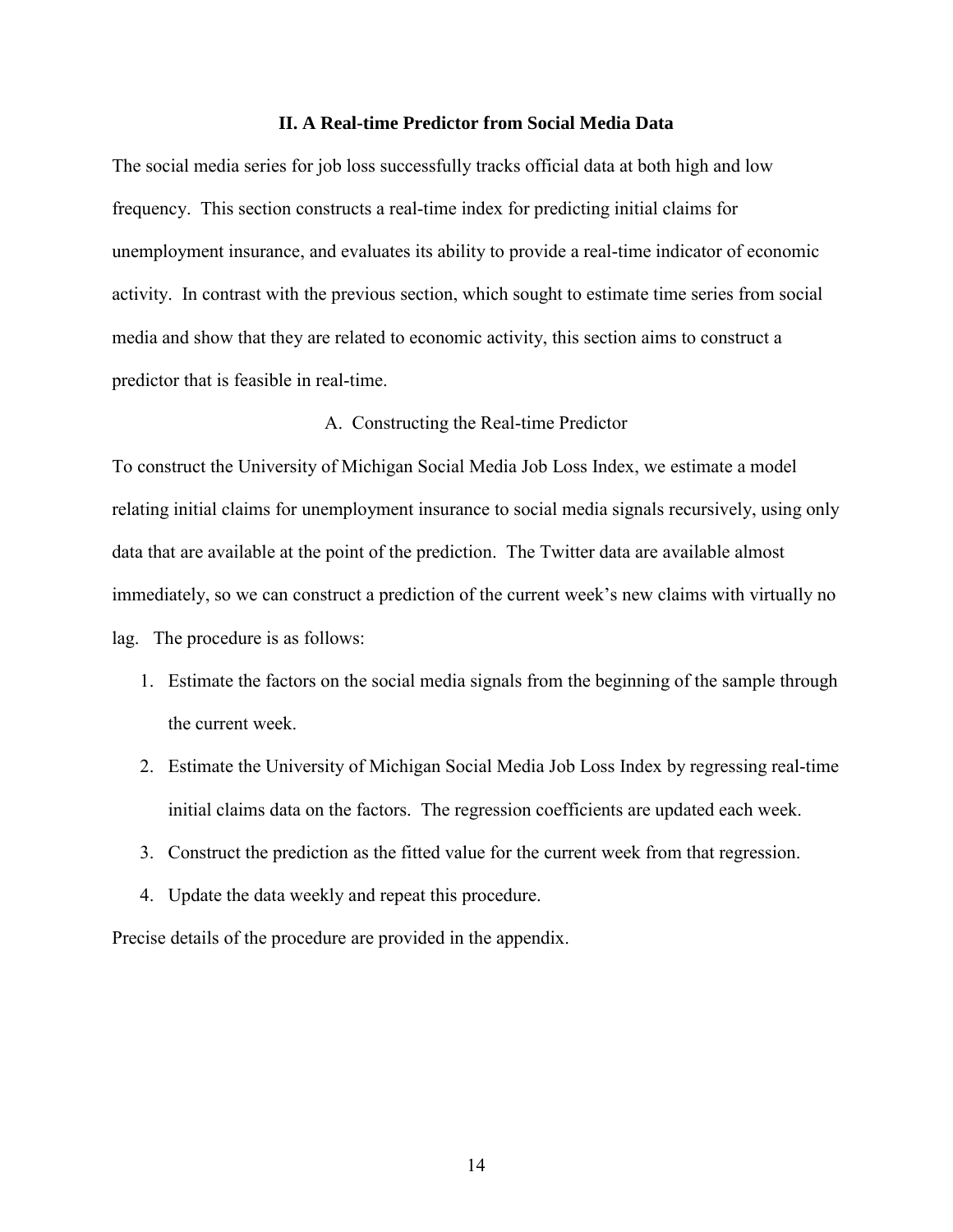## II. A Real-time Predictor from Social Media Data

The social media series for job loss successfully tracks official data at both high and low frequency. This section constructs a real-time index for predicting initial claims for unemployment insurance, and evaluates its ability to provide a real-time indicator of economic activity. In contrast with the previous section, which sought to estimate time series from social media and show that they are related to economic activity, this section aims to construct a predictor that is feasible in real-time.

### A. Constructing the Real-time Predictor

To construct the University of Michigan Social Media Job Loss Index, we estimate a model relating initial claims for unemployment insurance to social media signals recursively, using only data that are available at the point of the prediction. The Twitter data are available almost immediately, so we can construct a prediction of the current week's new claims with virtually no lag. The procedure is as follows:

1. Estimate the factors on the social media signals from the beginning of the sample through the current week.
2. Estimate the University of Michigan Social Media Job Loss Index by regressing real-time initial claims data on the factors. The regression coefficients are updated each week.
3. Construct the prediction as the fitted value for the current week from that regression.
4. Update the data weekly and repeat this procedure.

Precise details of the procedure are provided in the appendix.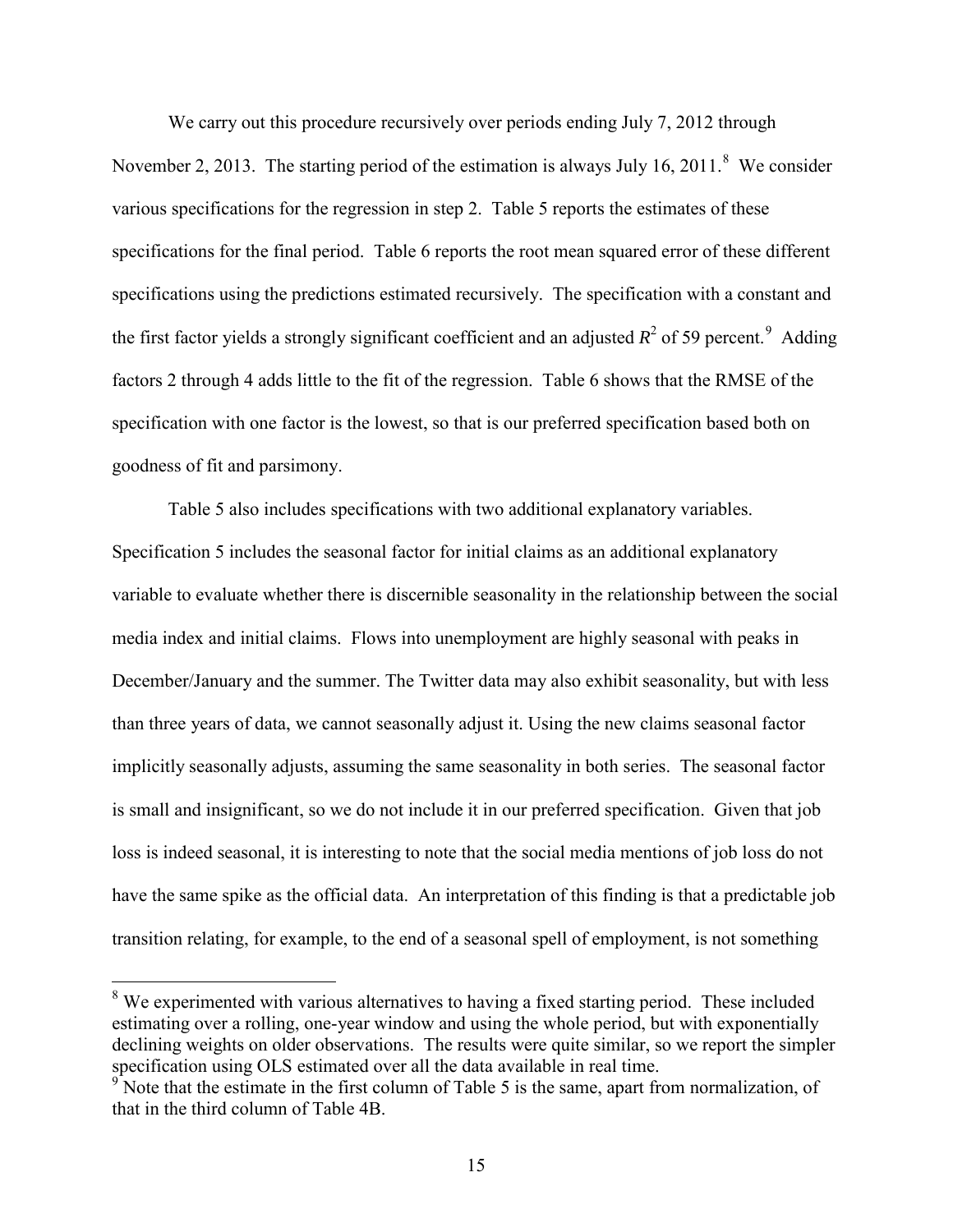We carry out this procedure recursively over periods ending July 7, 2012 through November 2, 2013. The starting period of the estimation is always July 16, 2011.[8] We consider various specifications for the regression in step 2. Table 5 reports the estimates of these specifications for the final period. Table 6 reports the root mean squared error of these different specifications using the predictions estimated recursively. The specification with a constant and the first factor yields a strongly significant coefficient and an adjusted $R^2$ of 59 percent.[9] Adding factors 2 through 4 adds little to the fit of the regression. Table 6 shows that the RMSE of the specification with one factor is the lowest, so that is our preferred specification based both on goodness of fit and parsimony.

Table 5 also includes specifications with two additional explanatory variables. Specification 5 includes the seasonal factor for initial claims as an additional explanatory variable to evaluate whether there is discernible seasonality in the relationship between the social media index and initial claims. Flows into unemployment are highly seasonal with peaks in December/January and the summer. The Twitter data may also exhibit seasonality, but with less than three years of data, we cannot seasonally adjust it. Using the new claims seasonal factor implicitly seasonally adjusts, assuming the same seasonality in both series. The seasonal factor is small and insignificant, so we do not include it in our preferred specification. Given that job loss is indeed seasonal, it is interesting to note that the social media mentions of job loss do not have the same spike as the official data. An interpretation of this finding is that a predictable job transition relating, for example, to the end of a seasonal spell of employment, is not something

---

[8] We experimented with various alternatives to having a fixed starting period. These included estimating over a rolling, one-year window and using the whole period, but with exponentially declining weights on older observations. The results were quite similar, so we report the simpler specification using OLS estimated over all the data available in real time.

[9] Note that the estimate in the first column of Table 5 is the same, apart from normalization, of that in the third column of Table 4B.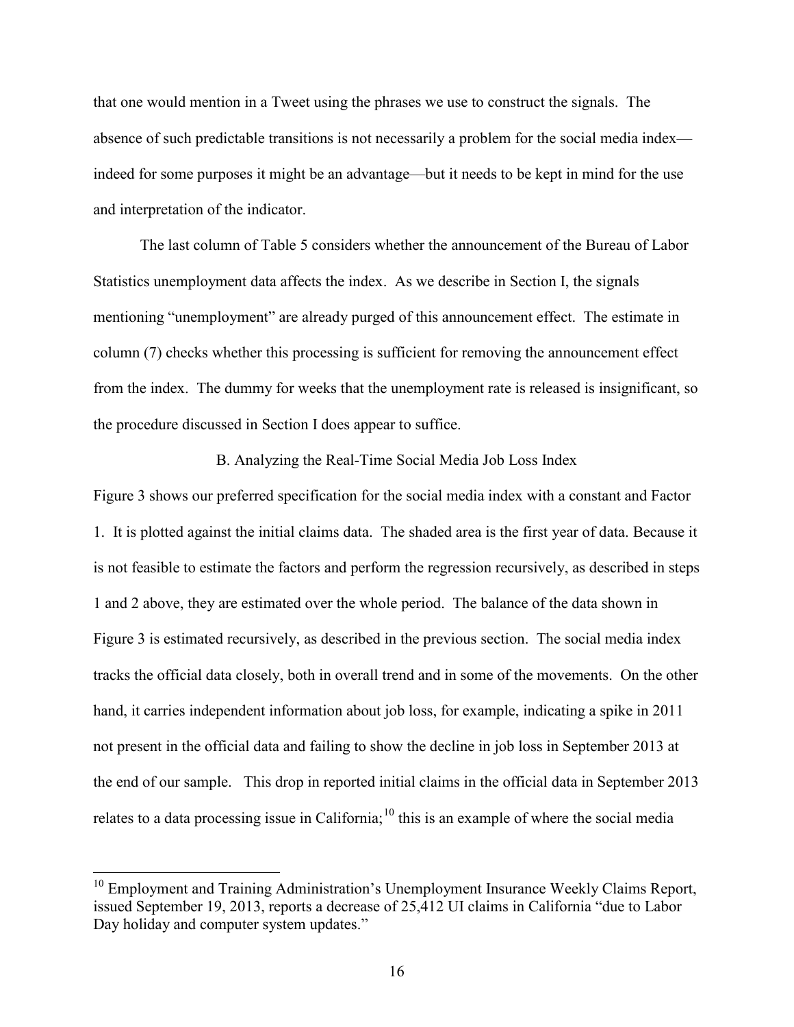that one would mention in a Tweet using the phrases we use to construct the signals. The absence of such predictable transitions is not necessarily a problem for the social media index—indeed for some purposes it might be an advantage—but it needs to be kept in mind for the use and interpretation of the indicator.

The last column of Table 5 considers whether the announcement of the Bureau of Labor Statistics unemployment data affects the index. As we describe in Section I, the signals mentioning "unemployment" are already purged of this announcement effect. The estimate in column (7) checks whether this processing is sufficient for removing the announcement effect from the index. The dummy for weeks that the unemployment rate is released is insignificant, so the procedure discussed in Section I does appear to suffice.

### B. Analyzing the Real-Time Social Media Job Loss Index

Figure 3 shows our preferred specification for the social media index with a constant and Factor 1. It is plotted against the initial claims data. The shaded area is the first year of data. Because it is not feasible to estimate the factors and perform the regression recursively, as described in steps 1 and 2 above, they are estimated over the whole period. The balance of the data shown in Figure 3 is estimated recursively, as described in the previous section. The social media index tracks the official data closely, both in overall trend and in some of the movements. On the other hand, it carries independent information about job loss, for example, indicating a spike in 2011 not present in the official data and failing to show the decline in job loss in September 2013 at the end of our sample. This drop in reported initial claims in the official data in September 2013 relates to a data processing issue in California;[10] this is an example of where the social media

---

[10] Employment and Training Administration's Unemployment Insurance Weekly Claims Report, issued September 19, 2013, reports a decrease of 25,412 UI claims in California "due to Labor Day holiday and computer system updates."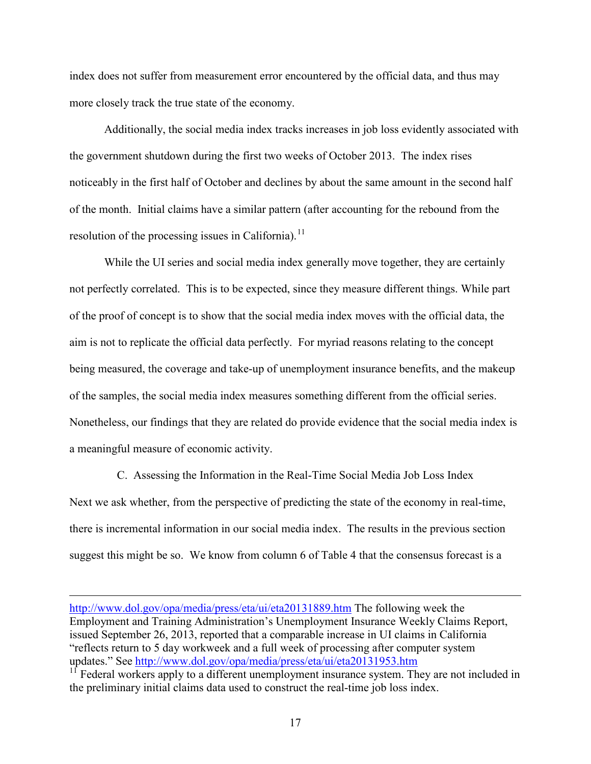index does not suffer from measurement error encountered by the official data, and thus may more closely track the true state of the economy.

Additionally, the social media index tracks increases in job loss evidently associated with the government shutdown during the first two weeks of October 2013. The index rises noticeably in the first half of October and declines by about the same amount in the second half of the month. Initial claims have a similar pattern (after accounting for the rebound from the resolution of the processing issues in California).[11]

While the UI series and social media index generally move together, they are certainly not perfectly correlated. This is to be expected, since they measure different things. While part of the proof of concept is to show that the social media index moves with the official data, the aim is not to replicate the official data perfectly. For myriad reasons relating to the concept being measured, the coverage and take-up of unemployment insurance benefits, and the makeup of the samples, the social media index measures something different from the official series. Nonetheless, our findings that they are related do provide evidence that the social media index is a meaningful measure of economic activity.

### C. Assessing the Information in the Real-Time Social Media Job Loss Index

Next we ask whether, from the perspective of predicting the state of the economy in real-time, there is incremental information in our social media index. The results in the previous section suggest this might be so. We know from column 6 of Table 4 that the consensus forecast is a

---

http://www.dol.gov/opa/media/press/eta/ui/eta20131889.htm The following week the Employment and Training Administration's Unemployment Insurance Weekly Claims Report, issued September 26, 2013, reported that a comparable increase in UI claims in California "reflects return to 5 day workweek and a full week of processing after computer system updates." See http://www.dol.gov/opa/media/press/eta/ui/eta20131953.htm

[11] Federal workers apply to a different unemployment insurance system. They are not included in the preliminary initial claims data used to construct the real-time job loss index.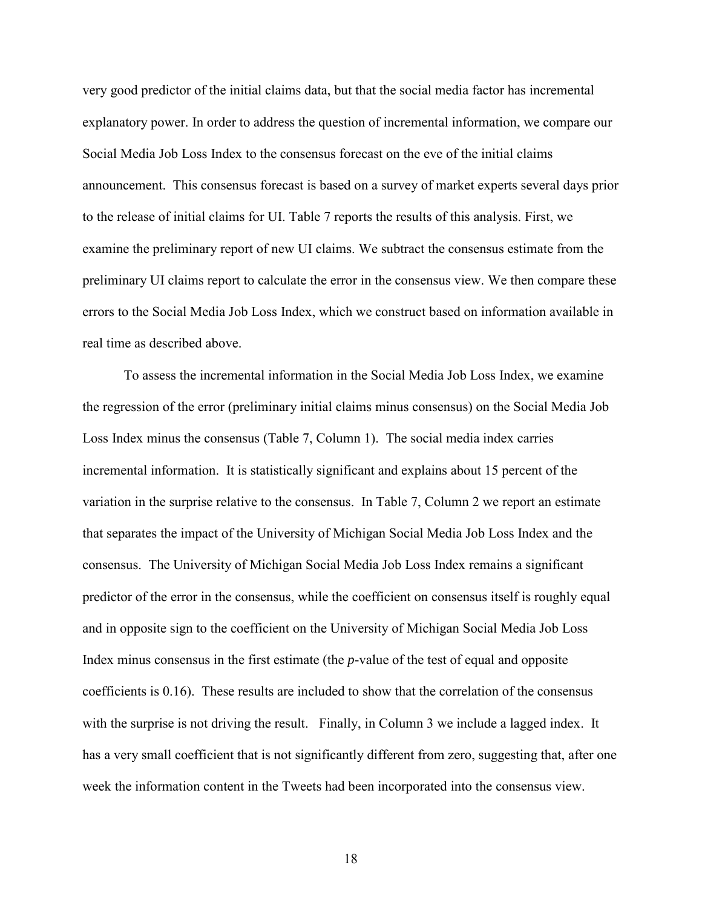very good predictor of the initial claims data, but that the social media factor has incremental explanatory power. In order to address the question of incremental information, we compare our Social Media Job Loss Index to the consensus forecast on the eve of the initial claims announcement. This consensus forecast is based on a survey of market experts several days prior to the release of initial claims for UI. Table 7 reports the results of this analysis. First, we examine the preliminary report of new UI claims. We subtract the consensus estimate from the preliminary UI claims report to calculate the error in the consensus view. We then compare these errors to the Social Media Job Loss Index, which we construct based on information available in real time as described above.

To assess the incremental information in the Social Media Job Loss Index, we examine the regression of the error (preliminary initial claims minus consensus) on the Social Media Job Loss Index minus the consensus (Table 7, Column 1). The social media index carries incremental information. It is statistically significant and explains about 15 percent of the variation in the surprise relative to the consensus. In Table 7, Column 2 we report an estimate that separates the impact of the University of Michigan Social Media Job Loss Index and the consensus. The University of Michigan Social Media Job Loss Index remains a significant predictor of the error in the consensus, while the coefficient on consensus itself is roughly equal and in opposite sign to the coefficient on the University of Michigan Social Media Job Loss Index minus consensus in the first estimate (the *p*-value of the test of equal and opposite coefficients is 0.16). These results are included to show that the correlation of the consensus with the surprise is not driving the result. Finally, in Column 3 we include a lagged index. It has a very small coefficient that is not significantly different from zero, suggesting that, after one week the information content in the Tweets had been incorporated into the consensus view.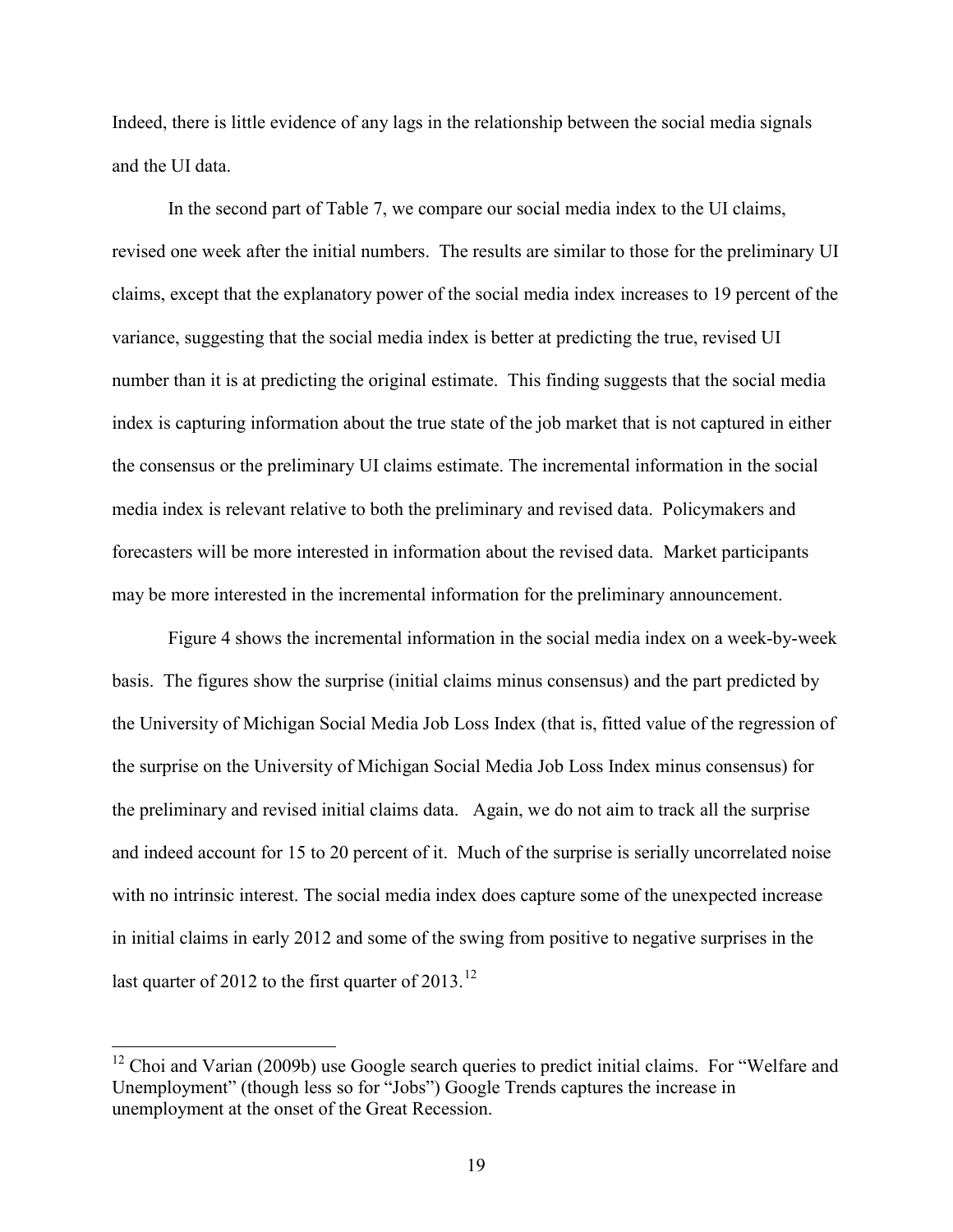Indeed, there is little evidence of any lags in the relationship between the social media signals and the UI data.

In the second part of Table 7, we compare our social media index to the UI claims, revised one week after the initial numbers. The results are similar to those for the preliminary UI claims, except that the explanatory power of the social media index increases to 19 percent of the variance, suggesting that the social media index is better at predicting the true, revised UI number than it is at predicting the original estimate. This finding suggests that the social media index is capturing information about the true state of the job market that is not captured in either the consensus or the preliminary UI claims estimate. The incremental information in the social media index is relevant relative to both the preliminary and revised data. Policymakers and forecasters will be more interested in information about the revised data. Market participants may be more interested in the incremental information for the preliminary announcement.

Figure 4 shows the incremental information in the social media index on a week-by-week basis. The figures show the surprise (initial claims minus consensus) and the part predicted by the University of Michigan Social Media Job Loss Index (that is, fitted value of the regression of the surprise on the University of Michigan Social Media Job Loss Index minus consensus) for the preliminary and revised initial claims data. Again, we do not aim to track all the surprise and indeed account for 15 to 20 percent of it. Much of the surprise is serially uncorrelated noise with no intrinsic interest. The social media index does capture some of the unexpected increase in initial claims in early 2012 and some of the swing from positive to negative surprises in the last quarter of 2012 to the first quarter of 2013.[12]

[12] Choi and Varian (2009b) use Google search queries to predict initial claims. For "Welfare and Unemployment" (though less so for "Jobs") Google Trends captures the increase in unemployment at the onset of the Great Recession.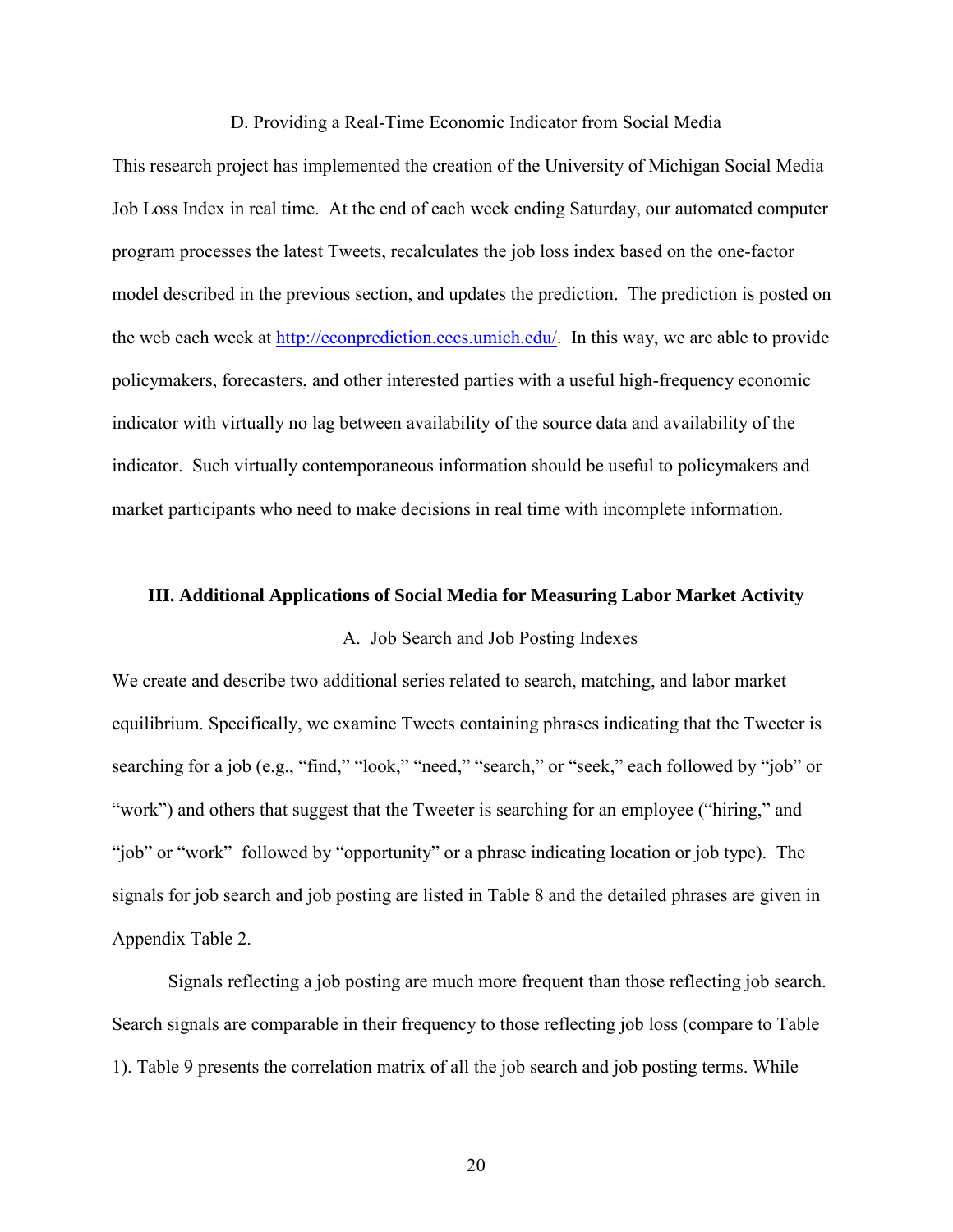### D. Providing a Real-Time Economic Indicator from Social Media

This research project has implemented the creation of the University of Michigan Social Media Job Loss Index in real time. At the end of each week ending Saturday, our automated computer program processes the latest Tweets, recalculates the job loss index based on the one-factor model described in the previous section, and updates the prediction. The prediction is posted on the web each week at http://econprediction.eecs.umich.edu/. In this way, we are able to provide policymakers, forecasters, and other interested parties with a useful high-frequency economic indicator with virtually no lag between availability of the source data and availability of the indicator. Such virtually contemporaneous information should be useful to policymakers and market participants who need to make decisions in real time with incomplete information.

## III. Additional Applications of Social Media for Measuring Labor Market Activity

### A. Job Search and Job Posting Indexes

We create and describe two additional series related to search, matching, and labor market equilibrium. Specifically, we examine Tweets containing phrases indicating that the Tweeter is searching for a job (e.g., "find," "look," "need," "search," or "seek," each followed by "job" or "work") and others that suggest that the Tweeter is searching for an employee ("hiring," and "job" or "work" followed by "opportunity" or a phrase indicating location or job type). The signals for job search and job posting are listed in Table 8 and the detailed phrases are given in Appendix Table 2.

Signals reflecting a job posting are much more frequent than those reflecting job search. Search signals are comparable in their frequency to those reflecting job loss (compare to Table 1). Table 9 presents the correlation matrix of all the job search and job posting terms. While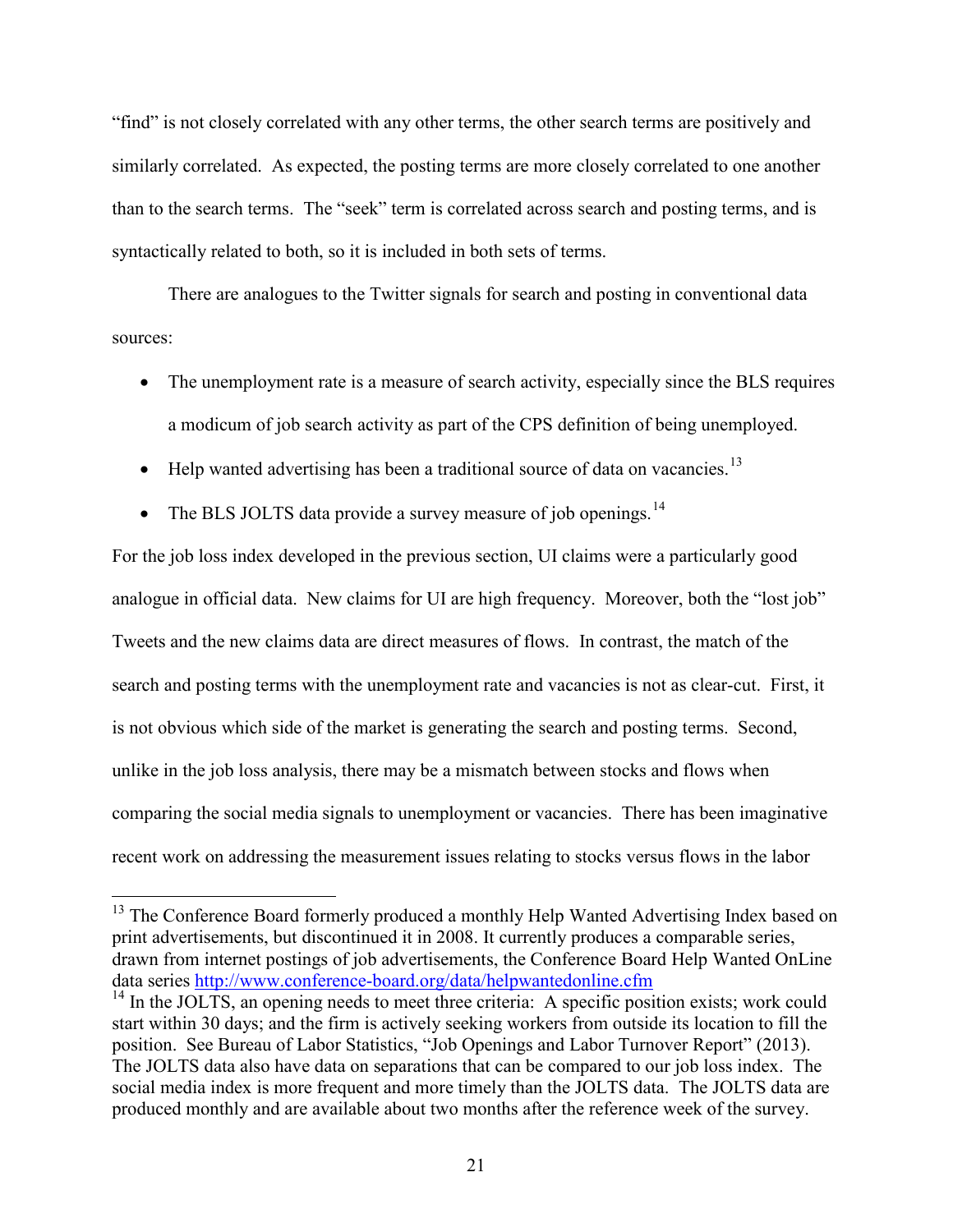"find" is not closely correlated with any other terms, the other search terms are positively and similarly correlated. As expected, the posting terms are more closely correlated to one another than to the search terms. The "seek" term is correlated across search and posting terms, and is syntactically related to both, so it is included in both sets of terms.

There are analogues to the Twitter signals for search and posting in conventional data sources:

- The unemployment rate is a measure of search activity, especially since the BLS requires a modicum of job search activity as part of the CPS definition of being unemployed.
- Help wanted advertising has been a traditional source of data on vacancies.[13]
- The BLS JOLTS data provide a survey measure of job openings.[14]

For the job loss index developed in the previous section, UI claims were a particularly good analogue in official data. New claims for UI are high frequency. Moreover, both the "lost job" Tweets and the new claims data are direct measures of flows. In contrast, the match of the search and posting terms with the unemployment rate and vacancies is not as clear-cut. First, it is not obvious which side of the market is generating the search and posting terms. Second, unlike in the job loss analysis, there may be a mismatch between stocks and flows when comparing the social media signals to unemployment or vacancies. There has been imaginative recent work on addressing the measurement issues relating to stocks versus flows in the labor

---

[13] The Conference Board formerly produced a monthly Help Wanted Advertising Index based on print advertisements, but discontinued it in 2008. It currently produces a comparable series, drawn from internet postings of job advertisements, the Conference Board Help Wanted OnLine data series http://www.conference-board.org/data/helpwantedonline.cfm

[14] In the JOLTS, an opening needs to meet three criteria: A specific position exists; work could start within 30 days; and the firm is actively seeking workers from outside its location to fill the position. See Bureau of Labor Statistics, "Job Openings and Labor Turnover Report" (2013). The JOLTS data also have data on separations that can be compared to our job loss index. The social media index is more frequent and more timely than the JOLTS data. The JOLTS data are produced monthly and are available about two months after the reference week of the survey.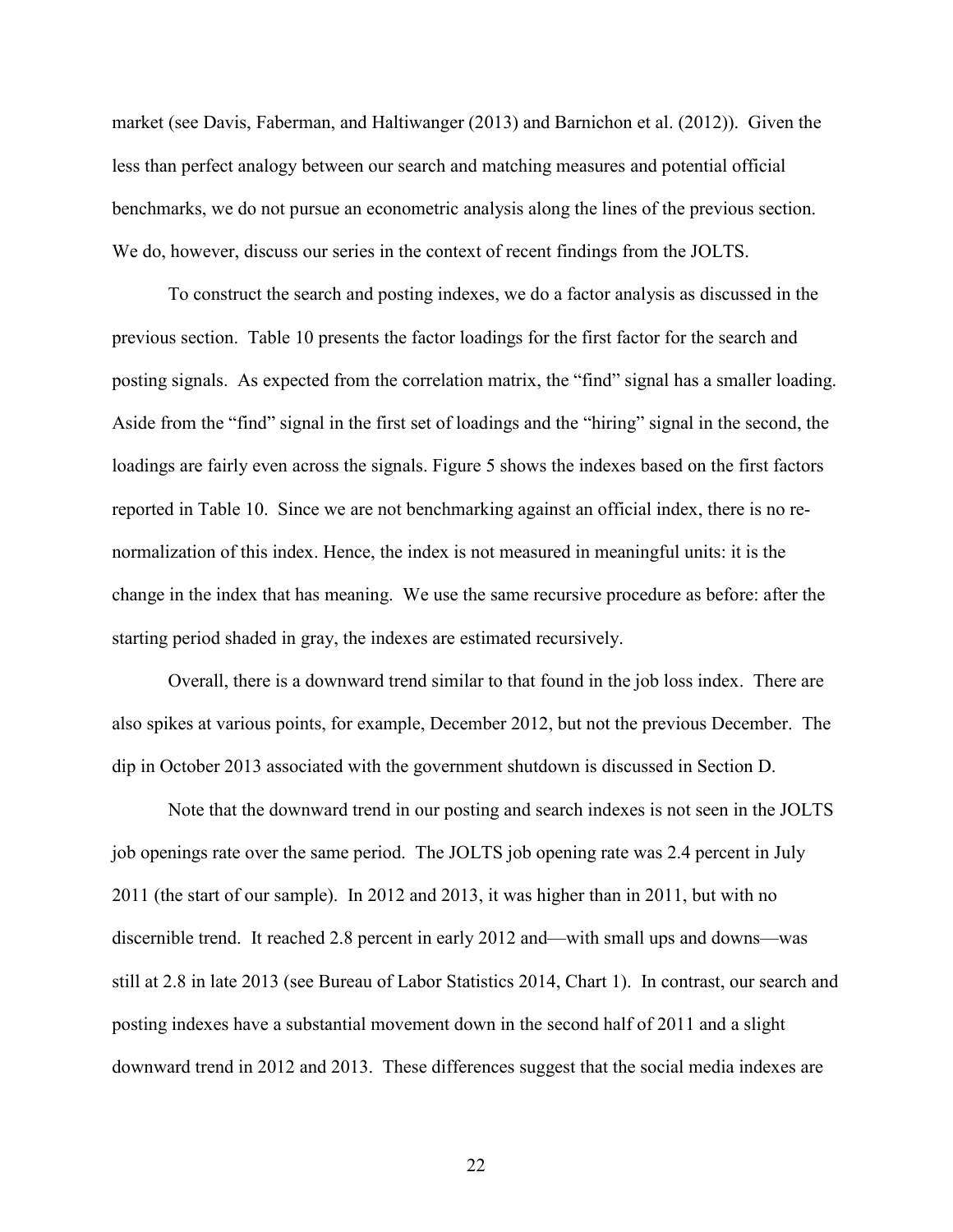market (see Davis, Faberman, and Haltiwanger (2013) and Barnichon et al. (2012)). Given the less than perfect analogy between our search and matching measures and potential official benchmarks, we do not pursue an econometric analysis along the lines of the previous section. We do, however, discuss our series in the context of recent findings from the JOLTS.

To construct the search and posting indexes, we do a factor analysis as discussed in the previous section. Table 10 presents the factor loadings for the first factor for the search and posting signals. As expected from the correlation matrix, the "find" signal has a smaller loading. Aside from the "find" signal in the first set of loadings and the "hiring" signal in the second, the loadings are fairly even across the signals. Figure 5 shows the indexes based on the first factors reported in Table 10. Since we are not benchmarking against an official index, there is no re-normalization of this index. Hence, the index is not measured in meaningful units: it is the change in the index that has meaning. We use the same recursive procedure as before: after the starting period shaded in gray, the indexes are estimated recursively.

Overall, there is a downward trend similar to that found in the job loss index. There are also spikes at various points, for example, December 2012, but not the previous December. The dip in October 2013 associated with the government shutdown is discussed in Section D.

Note that the downward trend in our posting and search indexes is not seen in the JOLTS job openings rate over the same period. The JOLTS job opening rate was 2.4 percent in July 2011 (the start of our sample). In 2012 and 2013, it was higher than in 2011, but with no discernible trend. It reached 2.8 percent in early 2012 and—with small ups and downs—was still at 2.8 in late 2013 (see Bureau of Labor Statistics 2014, Chart 1). In contrast, our search and posting indexes have a substantial movement down in the second half of 2011 and a slight downward trend in 2012 and 2013. These differences suggest that the social media indexes are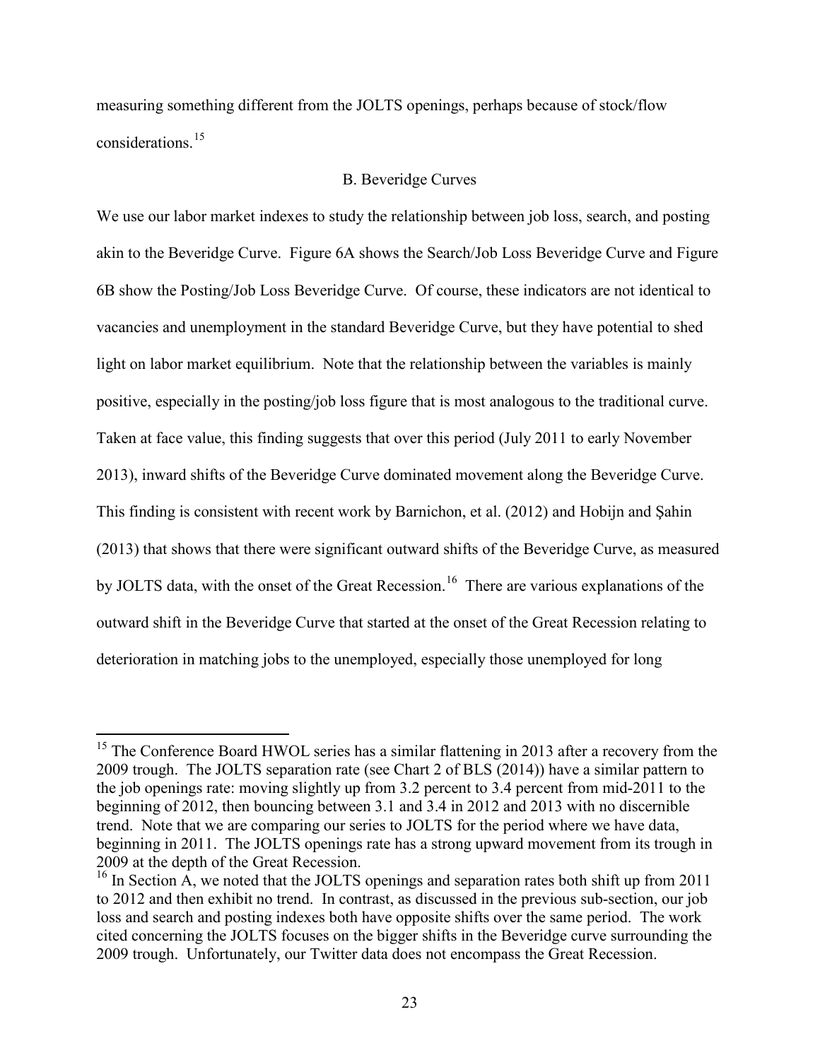measuring something different from the JOLTS openings, perhaps because of stock/flow considerations.[15]

### B. Beveridge Curves

We use our labor market indexes to study the relationship between job loss, search, and posting akin to the Beveridge Curve. Figure 6A shows the Search/Job Loss Beveridge Curve and Figure 6B show the Posting/Job Loss Beveridge Curve. Of course, these indicators are not identical to vacancies and unemployment in the standard Beveridge Curve, but they have potential to shed light on labor market equilibrium. Note that the relationship between the variables is mainly positive, especially in the posting/job loss figure that is most analogous to the traditional curve. Taken at face value, this finding suggests that over this period (July 2011 to early November 2013), inward shifts of the Beveridge Curve dominated movement along the Beveridge Curve. This finding is consistent with recent work by Barnichon, et al. (2012) and Hobijn and Şahin (2013) that shows that there were significant outward shifts of the Beveridge Curve, as measured by JOLTS data, with the onset of the Great Recession.[16] There are various explanations of the outward shift in the Beveridge Curve that started at the onset of the Great Recession relating to deterioration in matching jobs to the unemployed, especially those unemployed for long

---

[15] The Conference Board HWOL series has a similar flattening in 2013 after a recovery from the 2009 trough. The JOLTS separation rate (see Chart 2 of BLS (2014)) have a similar pattern to the job openings rate: moving slightly up from 3.2 percent to 3.4 percent from mid-2011 to the beginning of 2012, then bouncing between 3.1 and 3.4 in 2012 and 2013 with no discernible trend. Note that we are comparing our series to JOLTS for the period where we have data, beginning in 2011. The JOLTS openings rate has a strong upward movement from its trough in 2009 at the depth of the Great Recession.

[16] In Section A, we noted that the JOLTS openings and separation rates both shift up from 2011 to 2012 and then exhibit no trend. In contrast, as discussed in the previous sub-section, our job loss and search and posting indexes both have opposite shifts over the same period. The work cited concerning the JOLTS focuses on the bigger shifts in the Beveridge curve surrounding the 2009 trough. Unfortunately, our Twitter data does not encompass the Great Recession.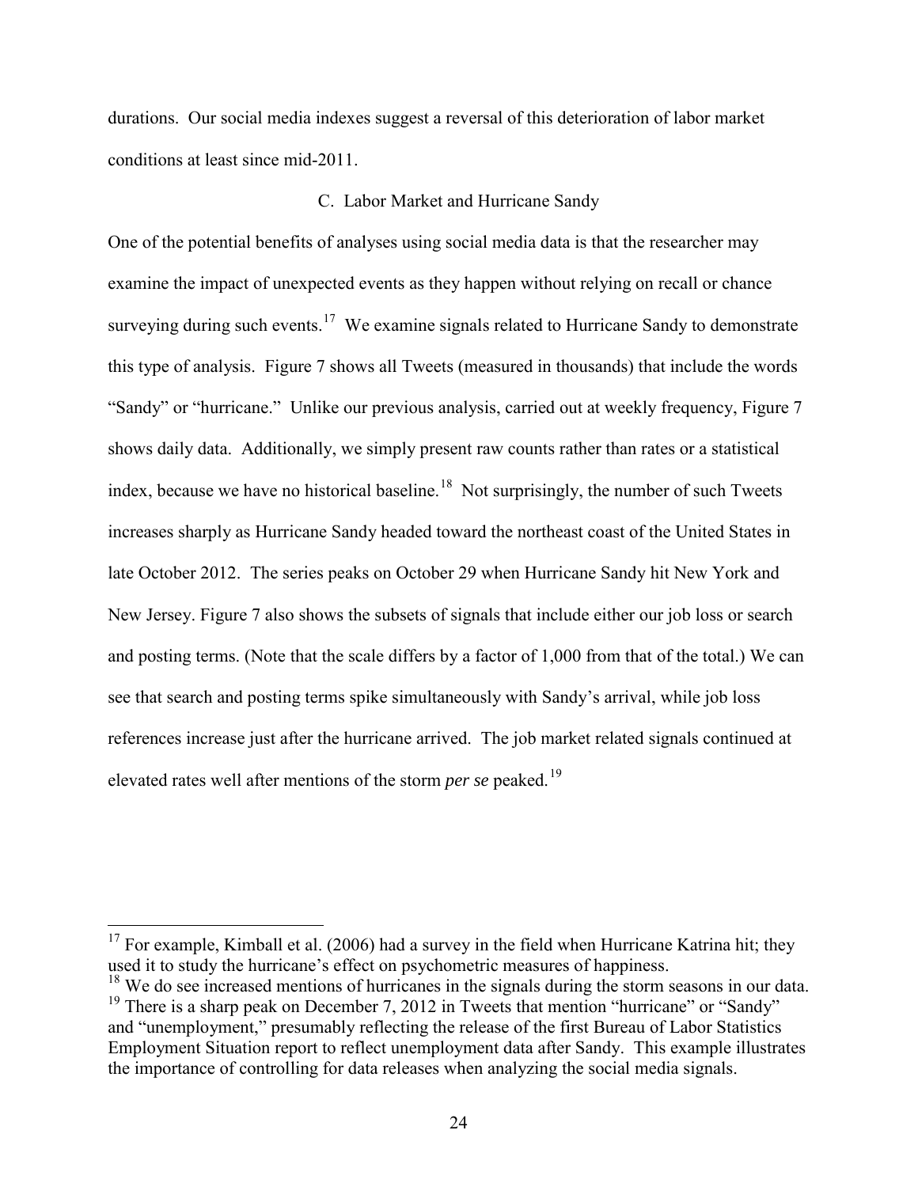durations. Our social media indexes suggest a reversal of this deterioration of labor market conditions at least since mid-2011.

### C. Labor Market and Hurricane Sandy

One of the potential benefits of analyses using social media data is that the researcher may examine the impact of unexpected events as they happen without relying on recall or chance surveying during such events.[17] We examine signals related to Hurricane Sandy to demonstrate this type of analysis. Figure 7 shows all Tweets (measured in thousands) that include the words "Sandy" or "hurricane." Unlike our previous analysis, carried out at weekly frequency, Figure 7 shows daily data. Additionally, we simply present raw counts rather than rates or a statistical index, because we have no historical baseline.[18] Not surprisingly, the number of such Tweets increases sharply as Hurricane Sandy headed toward the northeast coast of the United States in late October 2012. The series peaks on October 29 when Hurricane Sandy hit New York and New Jersey. Figure 7 also shows the subsets of signals that include either our job loss or search and posting terms. (Note that the scale differs by a factor of 1,000 from that of the total.) We can see that search and posting terms spike simultaneously with Sandy's arrival, while job loss references increase just after the hurricane arrived. The job market related signals continued at elevated rates well after mentions of the storm *per se* peaked.[19]

---

[17] For example, Kimball et al. (2006) had a survey in the field when Hurricane Katrina hit; they used it to study the hurricane's effect on psychometric measures of happiness.

[18] We do see increased mentions of hurricanes in the signals during the storm seasons in our data.

[19] There is a sharp peak on December 7, 2012 in Tweets that mention "hurricane" or "Sandy" and "unemployment," presumably reflecting the release of the first Bureau of Labor Statistics Employment Situation report to reflect unemployment data after Sandy. This example illustrates the importance of controlling for data releases when analyzing the social media signals.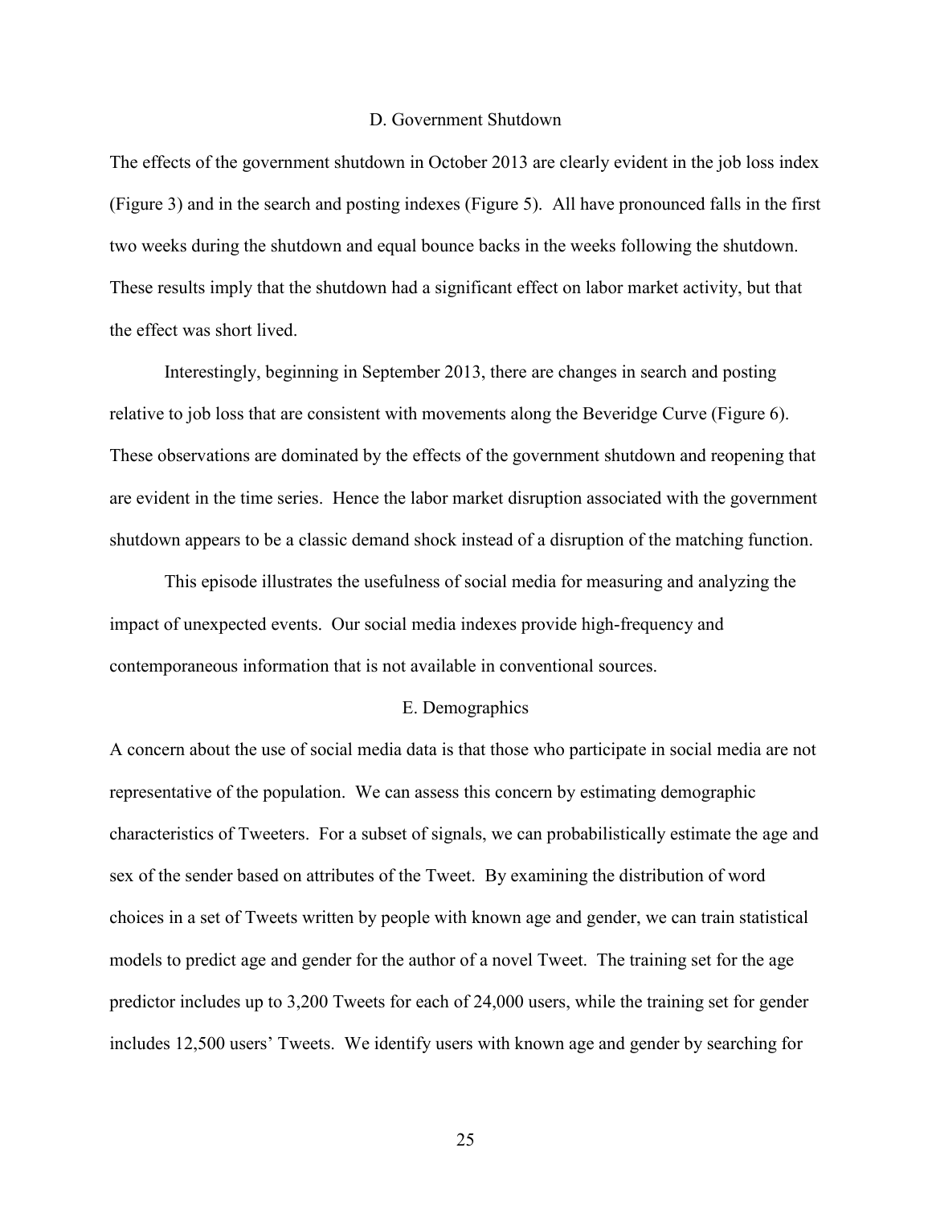### D. Government Shutdown

The effects of the government shutdown in October 2013 are clearly evident in the job loss index (Figure 3) and in the search and posting indexes (Figure 5). All have pronounced falls in the first two weeks during the shutdown and equal bounce backs in the weeks following the shutdown. These results imply that the shutdown had a significant effect on labor market activity, but that the effect was short lived.

Interestingly, beginning in September 2013, there are changes in search and posting relative to job loss that are consistent with movements along the Beveridge Curve (Figure 6). These observations are dominated by the effects of the government shutdown and reopening that are evident in the time series. Hence the labor market disruption associated with the government shutdown appears to be a classic demand shock instead of a disruption of the matching function.

This episode illustrates the usefulness of social media for measuring and analyzing the impact of unexpected events. Our social media indexes provide high-frequency and contemporaneous information that is not available in conventional sources.

### E. Demographics

A concern about the use of social media data is that those who participate in social media are not representative of the population. We can assess this concern by estimating demographic characteristics of Tweeters. For a subset of signals, we can probabilistically estimate the age and sex of the sender based on attributes of the Tweet. By examining the distribution of word choices in a set of Tweets written by people with known age and gender, we can train statistical models to predict age and gender for the author of a novel Tweet. The training set for the age predictor includes up to 3,200 Tweets for each of 24,000 users, while the training set for gender includes 12,500 users' Tweets. We identify users with known age and gender by searching for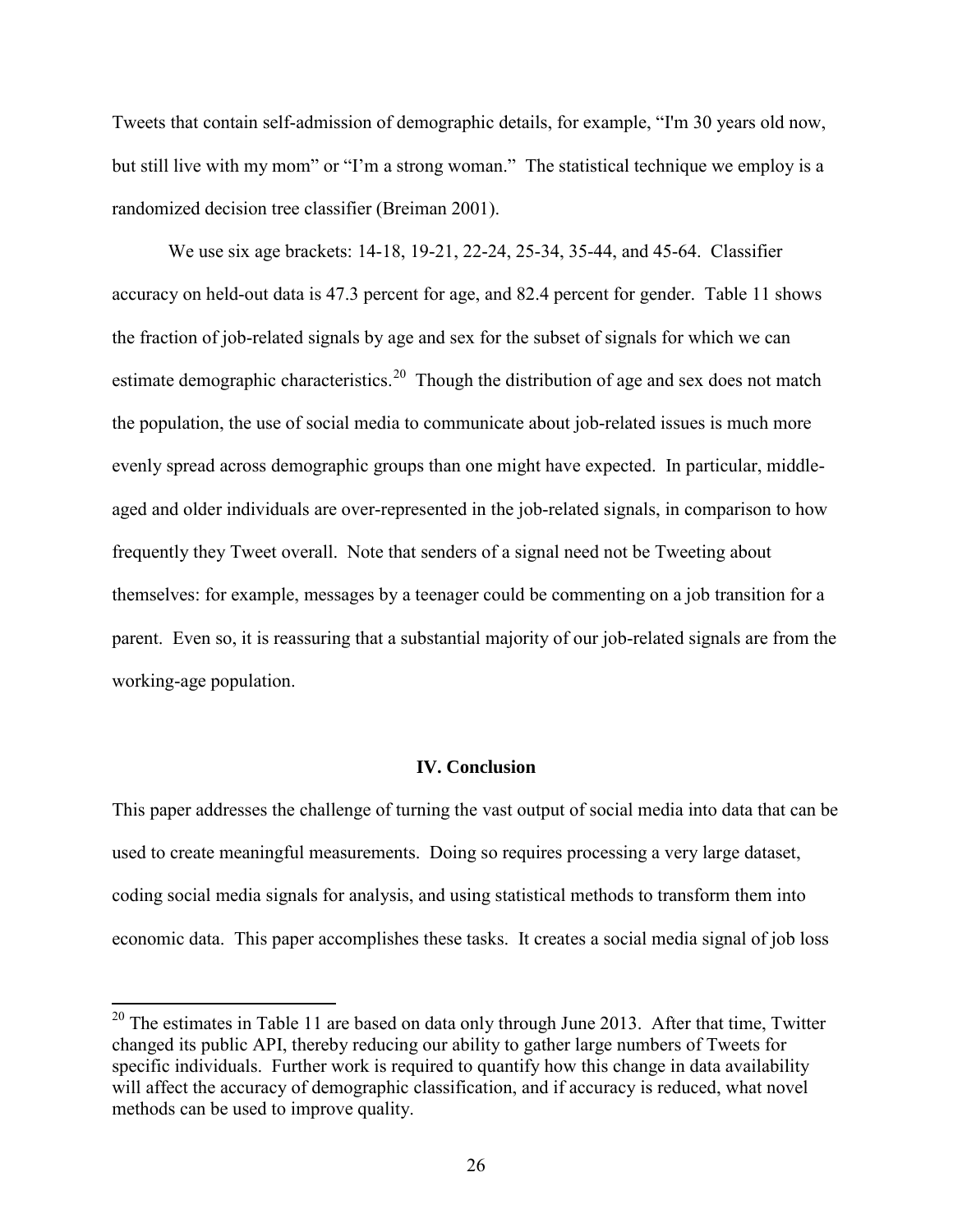Tweets that contain self-admission of demographic details, for example, "I'm 30 years old now, but still live with my mom" or "I'm a strong woman." The statistical technique we employ is a randomized decision tree classifier (Breiman 2001).

We use six age brackets: 14-18, 19-21, 22-24, 25-34, 35-44, and 45-64. Classifier accuracy on held-out data is 47.3 percent for age, and 82.4 percent for gender. Table 11 shows the fraction of job-related signals by age and sex for the subset of signals for which we can estimate demographic characteristics.[20] Though the distribution of age and sex does not match the population, the use of social media to communicate about job-related issues is much more evenly spread across demographic groups than one might have expected. In particular, middle-aged and older individuals are over-represented in the job-related signals, in comparison to how frequently they Tweet overall. Note that senders of a signal need not be Tweeting about themselves: for example, messages by a teenager could be commenting on a job transition for a parent. Even so, it is reassuring that a substantial majority of our job-related signals are from the working-age population.

## IV. Conclusion

This paper addresses the challenge of turning the vast output of social media into data that can be used to create meaningful measurements. Doing so requires processing a very large dataset, coding social media signals for analysis, and using statistical methods to transform them into economic data. This paper accomplishes these tasks. It creates a social media signal of job loss

---

[20] The estimates in Table 11 are based on data only through June 2013. After that time, Twitter changed its public API, thereby reducing our ability to gather large numbers of Tweets for specific individuals. Further work is required to quantify how this change in data availability will affect the accuracy of demographic classification, and if accuracy is reduced, what novel methods can be used to improve quality.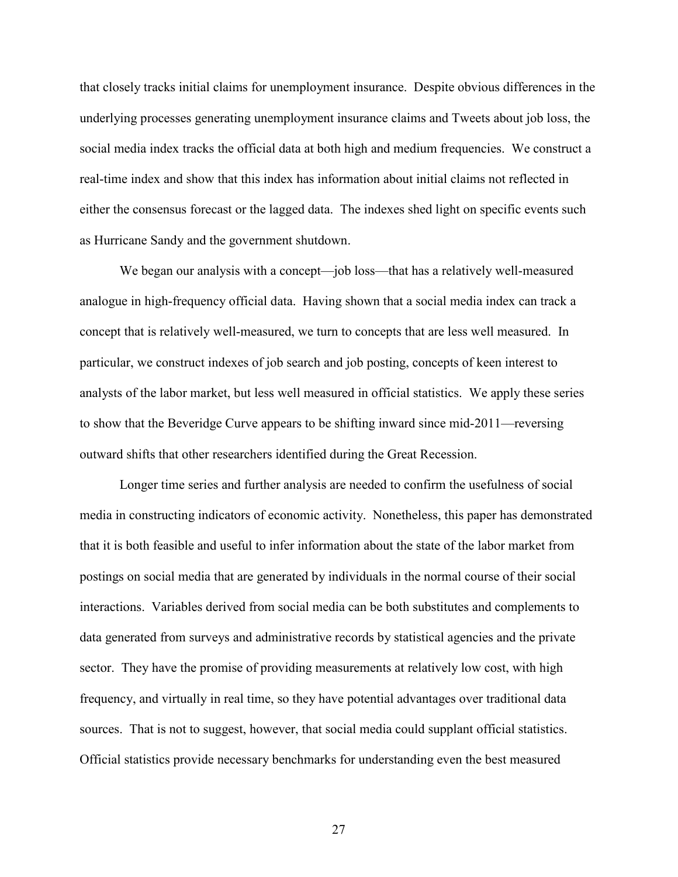that closely tracks initial claims for unemployment insurance. Despite obvious differences in the underlying processes generating unemployment insurance claims and Tweets about job loss, the social media index tracks the official data at both high and medium frequencies. We construct a real-time index and show that this index has information about initial claims not reflected in either the consensus forecast or the lagged data. The indexes shed light on specific events such as Hurricane Sandy and the government shutdown.

We began our analysis with a concept—job loss—that has a relatively well-measured analogue in high-frequency official data. Having shown that a social media index can track a concept that is relatively well-measured, we turn to concepts that are less well measured. In particular, we construct indexes of job search and job posting, concepts of keen interest to analysts of the labor market, but less well measured in official statistics. We apply these series to show that the Beveridge Curve appears to be shifting inward since mid-2011—reversing outward shifts that other researchers identified during the Great Recession.

Longer time series and further analysis are needed to confirm the usefulness of social media in constructing indicators of economic activity. Nonetheless, this paper has demonstrated that it is both feasible and useful to infer information about the state of the labor market from postings on social media that are generated by individuals in the normal course of their social interactions. Variables derived from social media can be both substitutes and complements to data generated from surveys and administrative records by statistical agencies and the private sector. They have the promise of providing measurements at relatively low cost, with high frequency, and virtually in real time, so they have potential advantages over traditional data sources. That is not to suggest, however, that social media could supplant official statistics. Official statistics provide necessary benchmarks for understanding even the best measured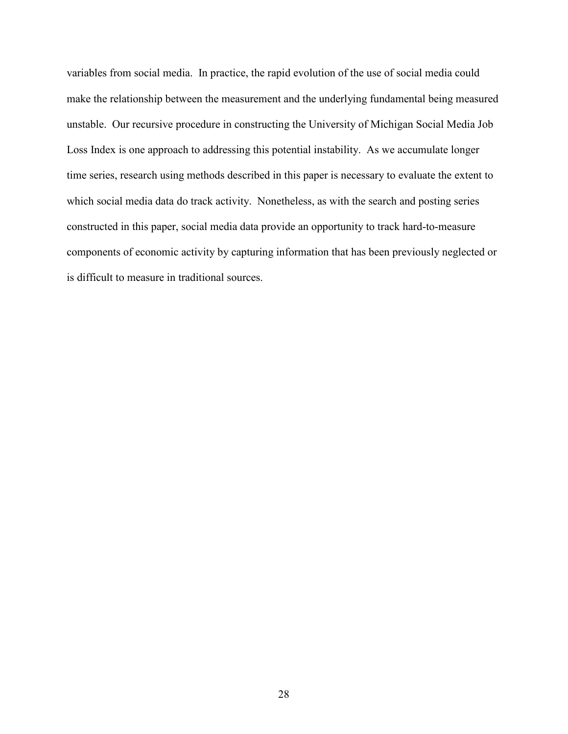variables from social media. In practice, the rapid evolution of the use of social media could make the relationship between the measurement and the underlying fundamental being measured unstable. Our recursive procedure in constructing the University of Michigan Social Media Job Loss Index is one approach to addressing this potential instability. As we accumulate longer time series, research using methods described in this paper is necessary to evaluate the extent to which social media data do track activity. Nonetheless, as with the search and posting series constructed in this paper, social media data provide an opportunity to track hard-to-measure components of economic activity by capturing information that has been previously neglected or is difficult to measure in traditional sources.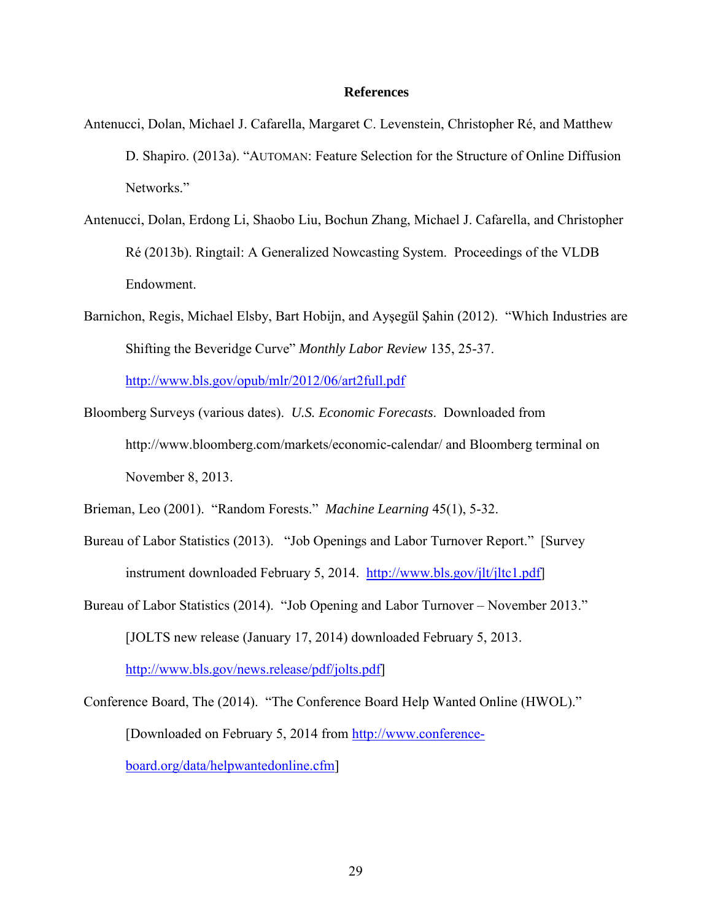## References

Antenucci, Dolan, Michael J. Cafarella, Margaret C. Levenstein, Christopher Ré, and Matthew D. Shapiro. (2013a). "AUTOMAN: Feature Selection for the Structure of Online Diffusion Networks."

Antenucci, Dolan, Erdong Li, Shaobo Liu, Bochun Zhang, Michael J. Cafarella, and Christopher Ré (2013b). Ringtail: A Generalized Nowcasting System. Proceedings of the VLDB Endowment.

Barnichon, Regis, Michael Elsby, Bart Hobijn, and Ayşegül Şahin (2012). "Which Industries are Shifting the Beveridge Curve" *Monthly Labor Review* 135, 25-37. http://www.bls.gov/opub/mlr/2012/06/art2full.pdf

Bloomberg Surveys (various dates). *U.S. Economic Forecasts*. Downloaded from http://www.bloomberg.com/markets/economic-calendar/ and Bloomberg terminal on November 8, 2013.

Brieman, Leo (2001). "Random Forests." *Machine Learning* 45(1), 5-32.

Bureau of Labor Statistics (2013). "Job Openings and Labor Turnover Report." [Survey instrument downloaded February 5, 2014. http://www.bls.gov/jlt/jltc1.pdf]

Bureau of Labor Statistics (2014). "Job Opening and Labor Turnover – November 2013." [JOLTS new release (January 17, 2014) downloaded February 5, 2013. http://www.bls.gov/news.release/pdf/jolts.pdf]

Conference Board, The (2014). "The Conference Board Help Wanted Online (HWOL)." [Downloaded on February 5, 2014 from http://www.conference-board.org/data/helpwantedonline.cfm]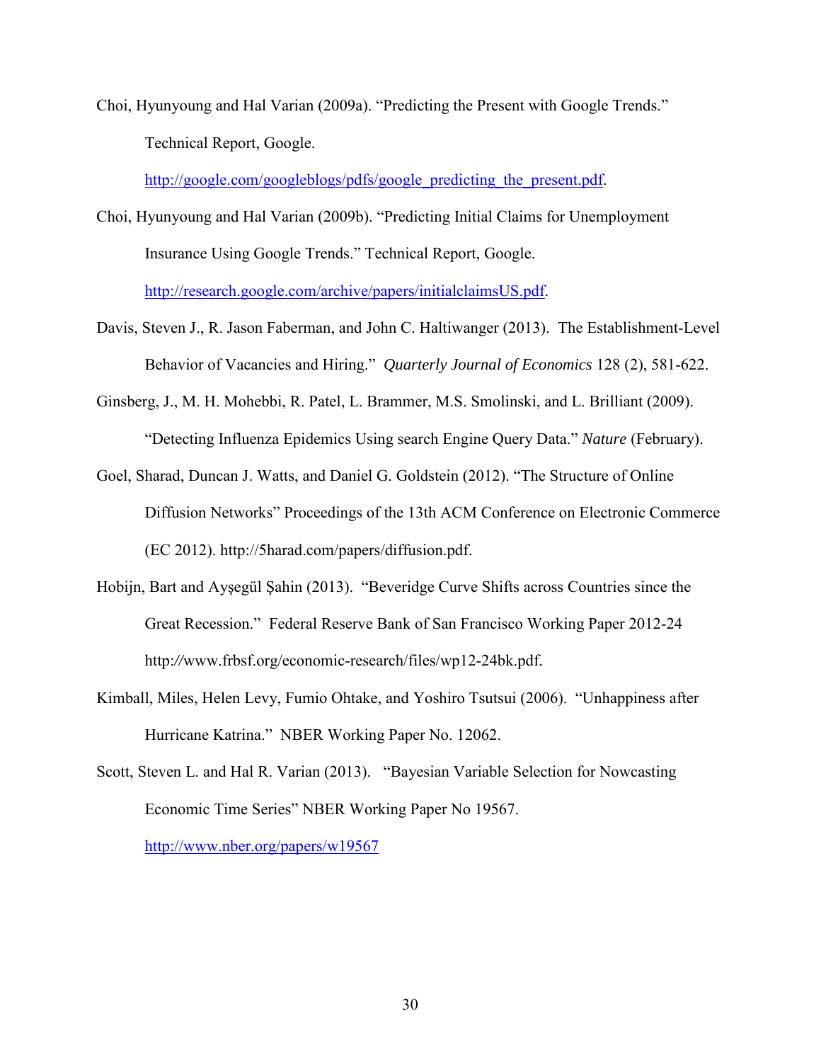Choi, Hyunyoung and Hal Varian (2009a). "Predicting the Present with Google Trends." Technical Report, Google. http://google.com/googleblogs/pdfs/google_predicting_the_present.pdf.

Choi, Hyunyoung and Hal Varian (2009b). "Predicting Initial Claims for Unemployment Insurance Using Google Trends." Technical Report, Google. http://research.google.com/archive/papers/initialclaimsUS.pdf.

Davis, Steven J., R. Jason Faberman, and John C. Haltiwanger (2013). The Establishment-Level Behavior of Vacancies and Hiring." *Quarterly Journal of Economics* 128 (2), 581-622.

Ginsberg, J., M. H. Mohebbi, R. Patel, L. Brammer, M.S. Smolinski, and L. Brilliant (2009). "Detecting Influenza Epidemics Using search Engine Query Data." *Nature* (February).

Goel, Sharad, Duncan J. Watts, and Daniel G. Goldstein (2012). "The Structure of Online Diffusion Networks" Proceedings of the 13th ACM Conference on Electronic Commerce (EC 2012). http://5harad.com/papers/diffusion.pdf.

Hobijn, Bart and Ayşegül Şahin (2013). "Beveridge Curve Shifts across Countries since the Great Recession." Federal Reserve Bank of San Francisco Working Paper 2012-24 http://www.frbsf.org/economic-research/files/wp12-24bk.pdf.

Kimball, Miles, Helen Levy, Fumio Ohtake, and Yoshiro Tsutsui (2006). "Unhappiness after Hurricane Katrina." NBER Working Paper No. 12062.

Scott, Steven L. and Hal R. Varian (2013). "Bayesian Variable Selection for Nowcasting Economic Time Series" NBER Working Paper No 19567. http://www.nber.org/papers/w19567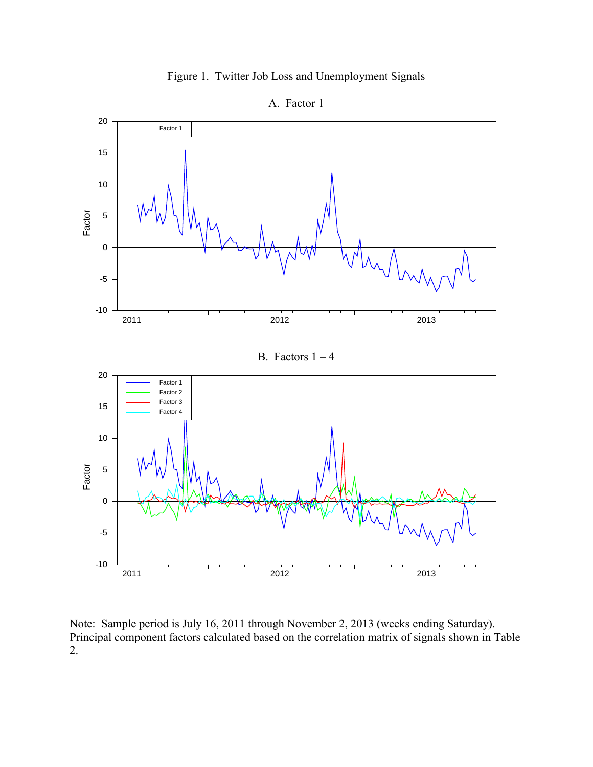# Figure 1. Twitter Job Loss and Unemployment Signals

A. Factor 1

B. Factors 1 – 4

Note: Sample period is July 16, 2011 through November 2, 2013 (weeks ending Saturday). Principal component factors calculated based on the correlation matrix of signals shown in Table 2.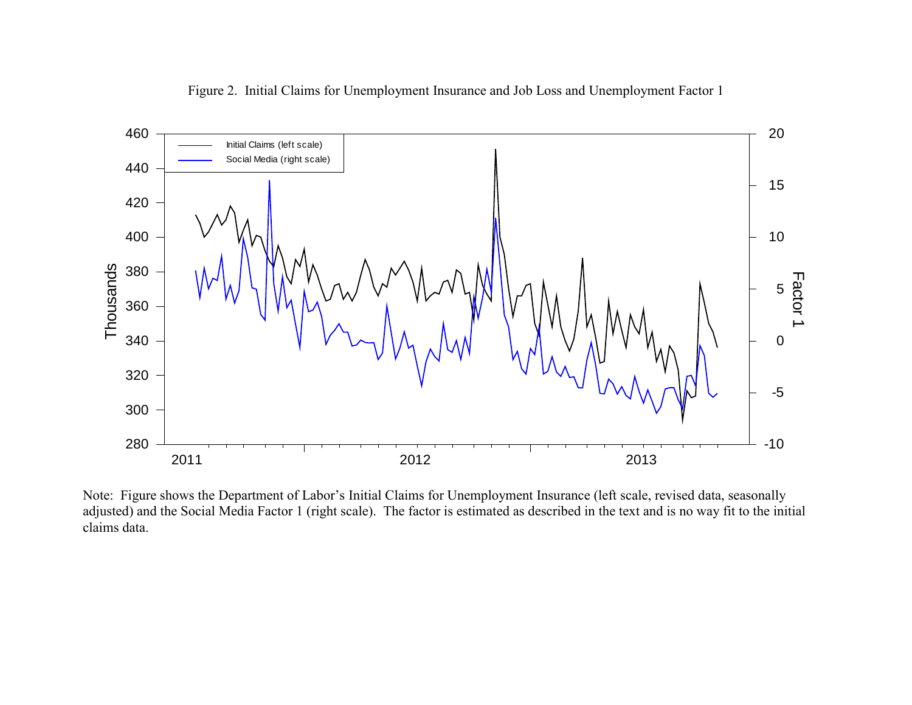Figure 2. Initial Claims for Unemployment Insurance and Job Loss and Unemployment Factor 1

Note: Figure shows the Department of Labor's Initial Claims for Unemployment Insurance (left scale, revised data, seasonally adjusted) and the Social Media Factor 1 (right scale). The factor is estimated as described in the text and is no way fit to the initial claims data.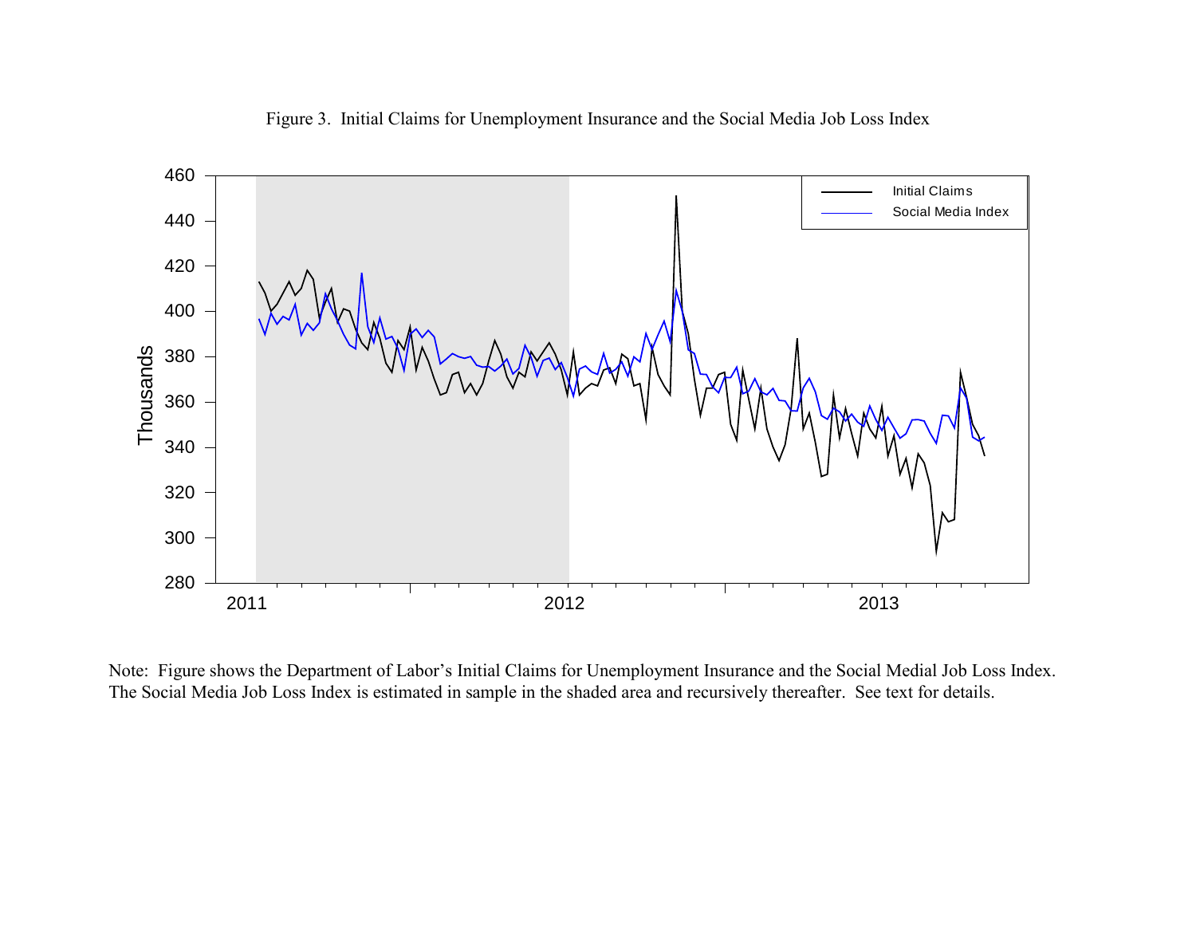Figure 3. Initial Claims for Unemployment Insurance and the Social Media Job Loss Index

Note: Figure shows the Department of Labor's Initial Claims for Unemployment Insurance and the Social Medial Job Loss Index. The Social Media Job Loss Index is estimated in sample in the shaded area and recursively thereafter. See text for details.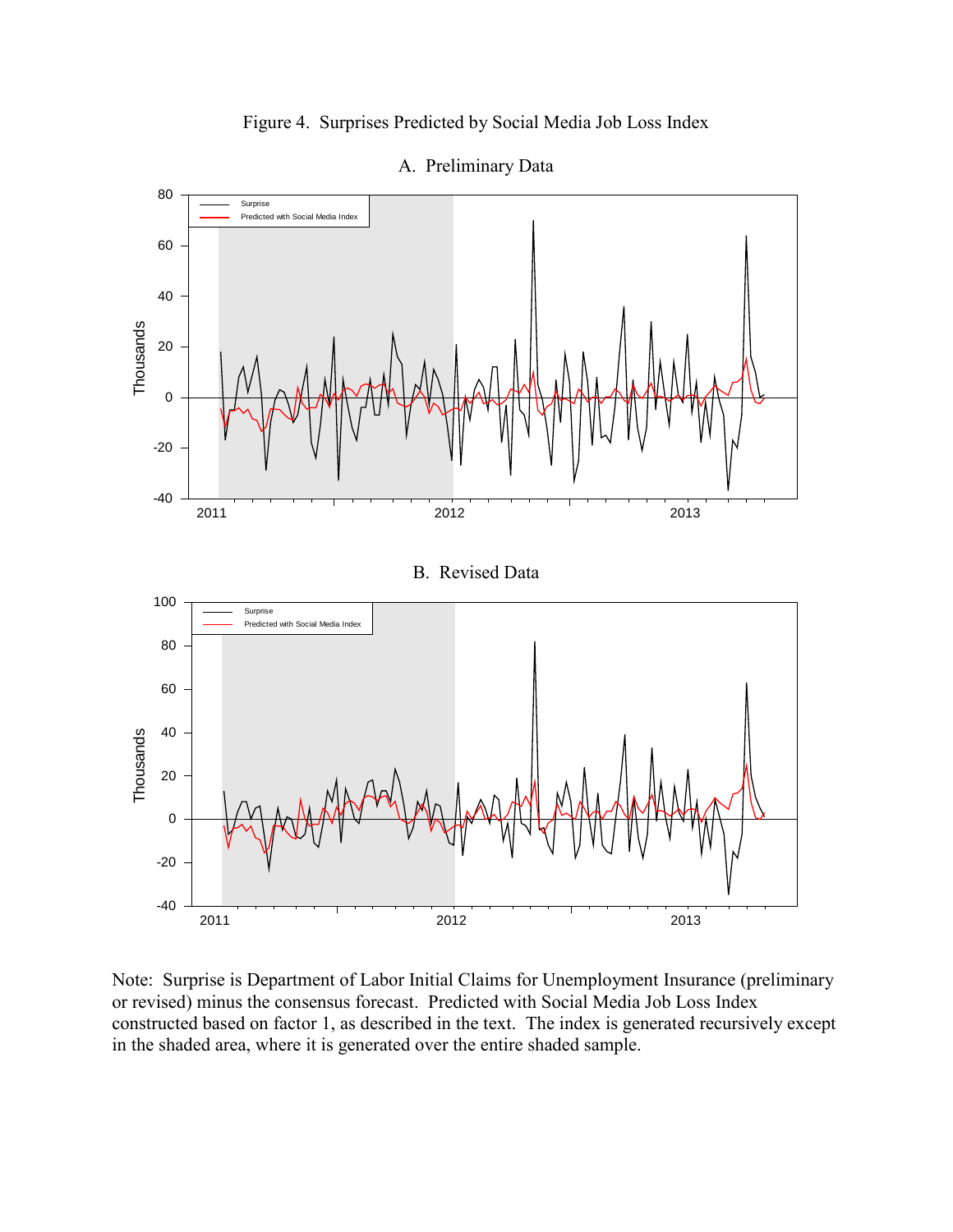Figure 4. Surprises Predicted by Social Media Job Loss Index

A. Preliminary Data

B. Revised Data

Note: Surprise is Department of Labor Initial Claims for Unemployment Insurance (preliminary or revised) minus the consensus forecast. Predicted with Social Media Job Loss Index constructed based on factor 1, as described in the text. The index is generated recursively except in the shaded area, where it is generated over the entire shaded sample.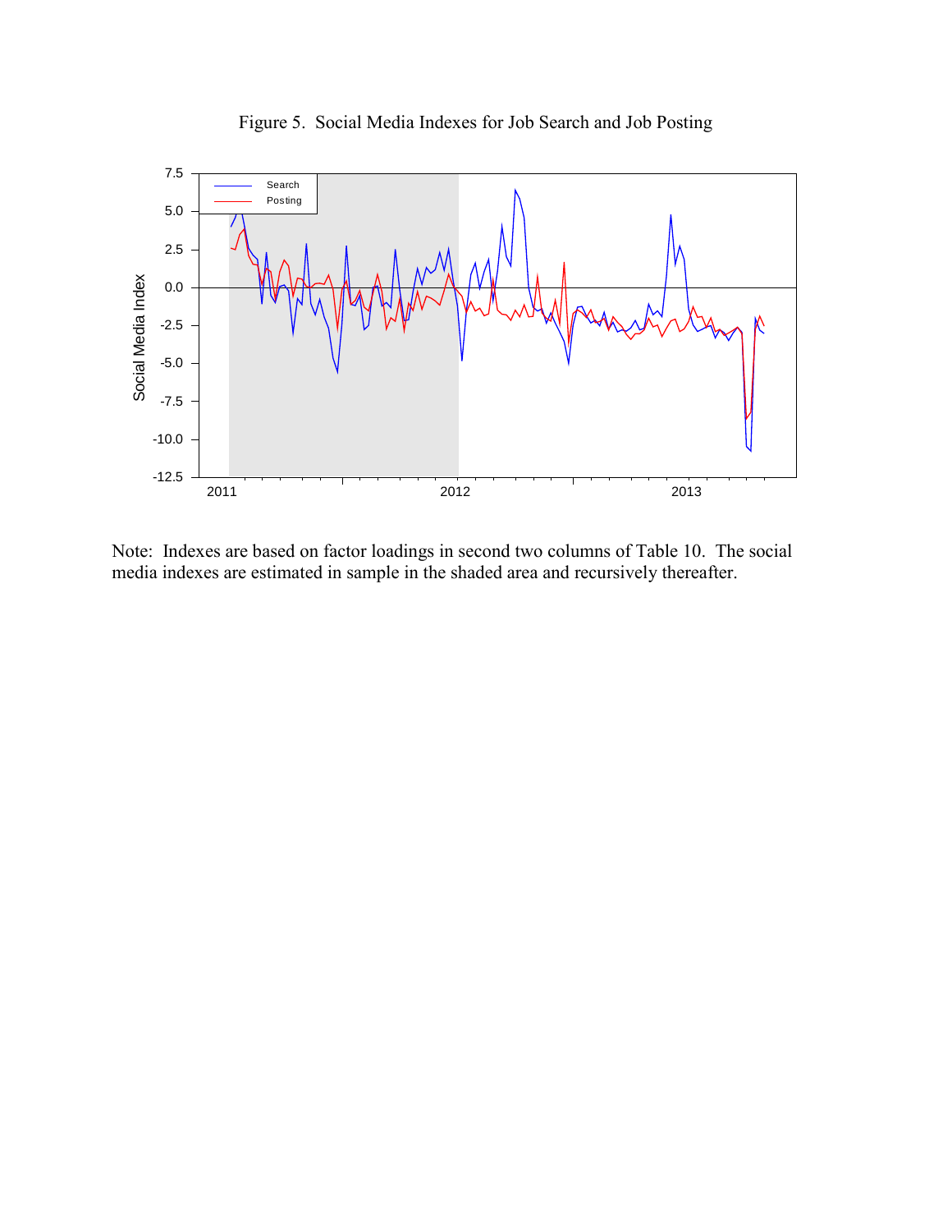Figure 5. Social Media Indexes for Job Search and Job Posting

Note: Indexes are based on factor loadings in second two columns of Table 10. The social media indexes are estimated in sample in the shaded area and recursively thereafter.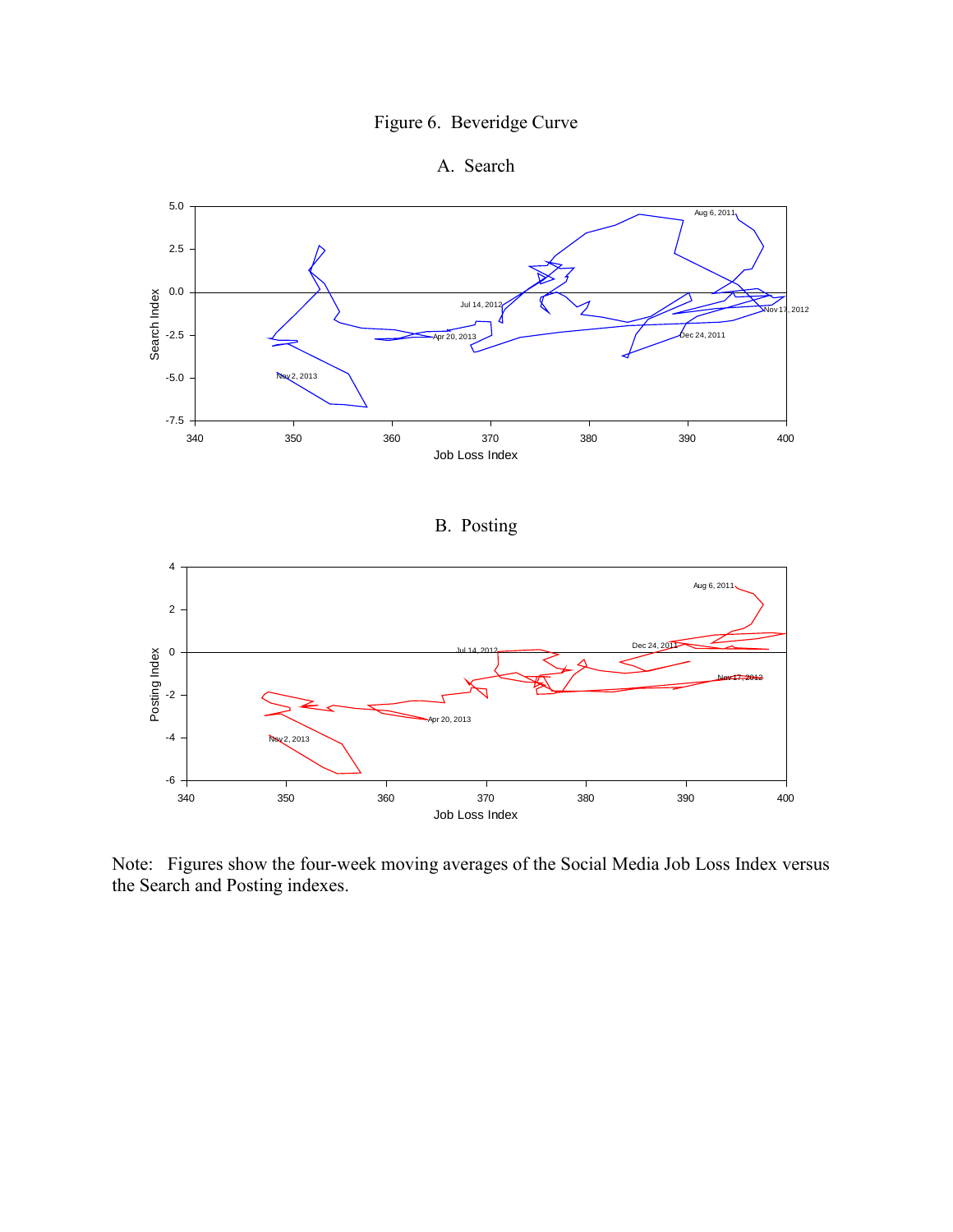Figure 6. Beveridge Curve

A. Search

B. Posting

Note: Figures show the four-week moving averages of the Social Media Job Loss Index versus the Search and Posting indexes.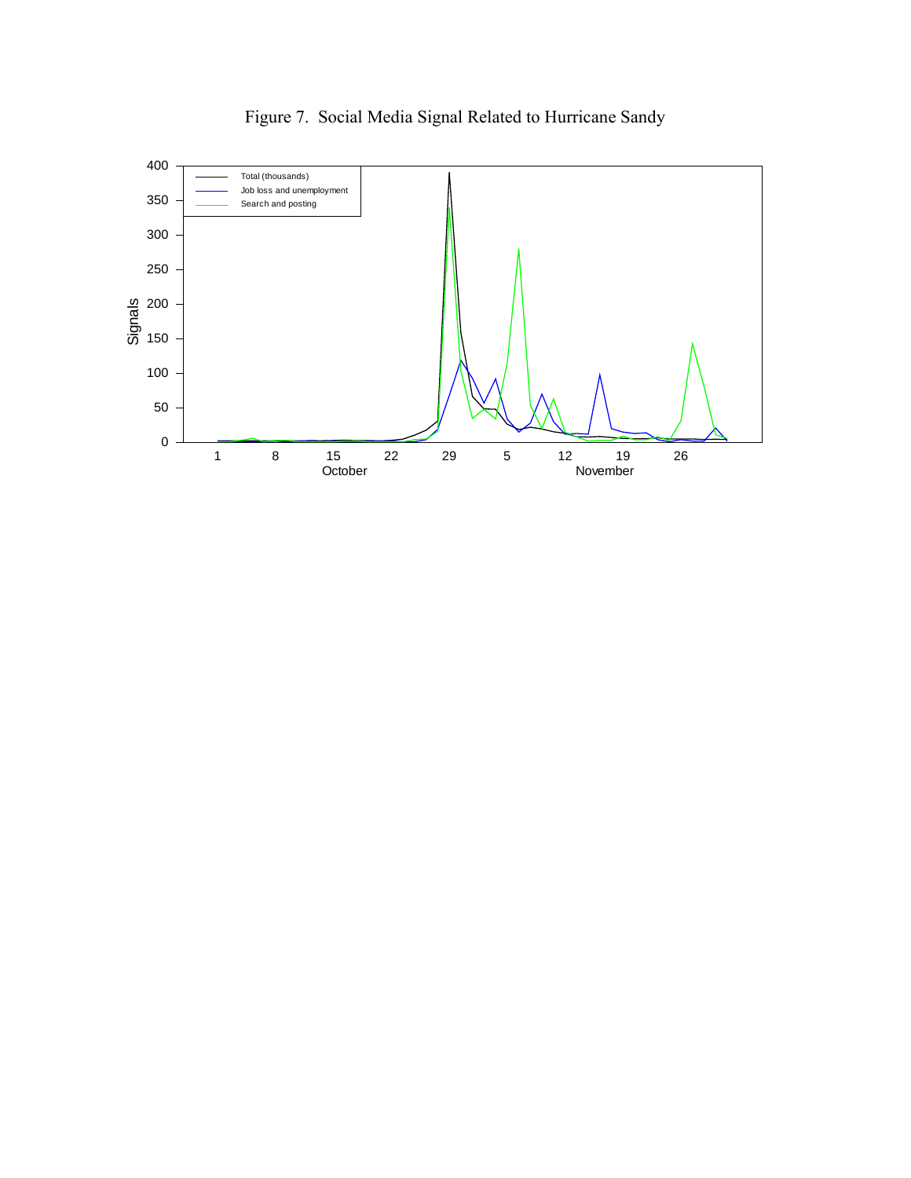Figure 7. Social Media Signal Related to Hurricane Sandy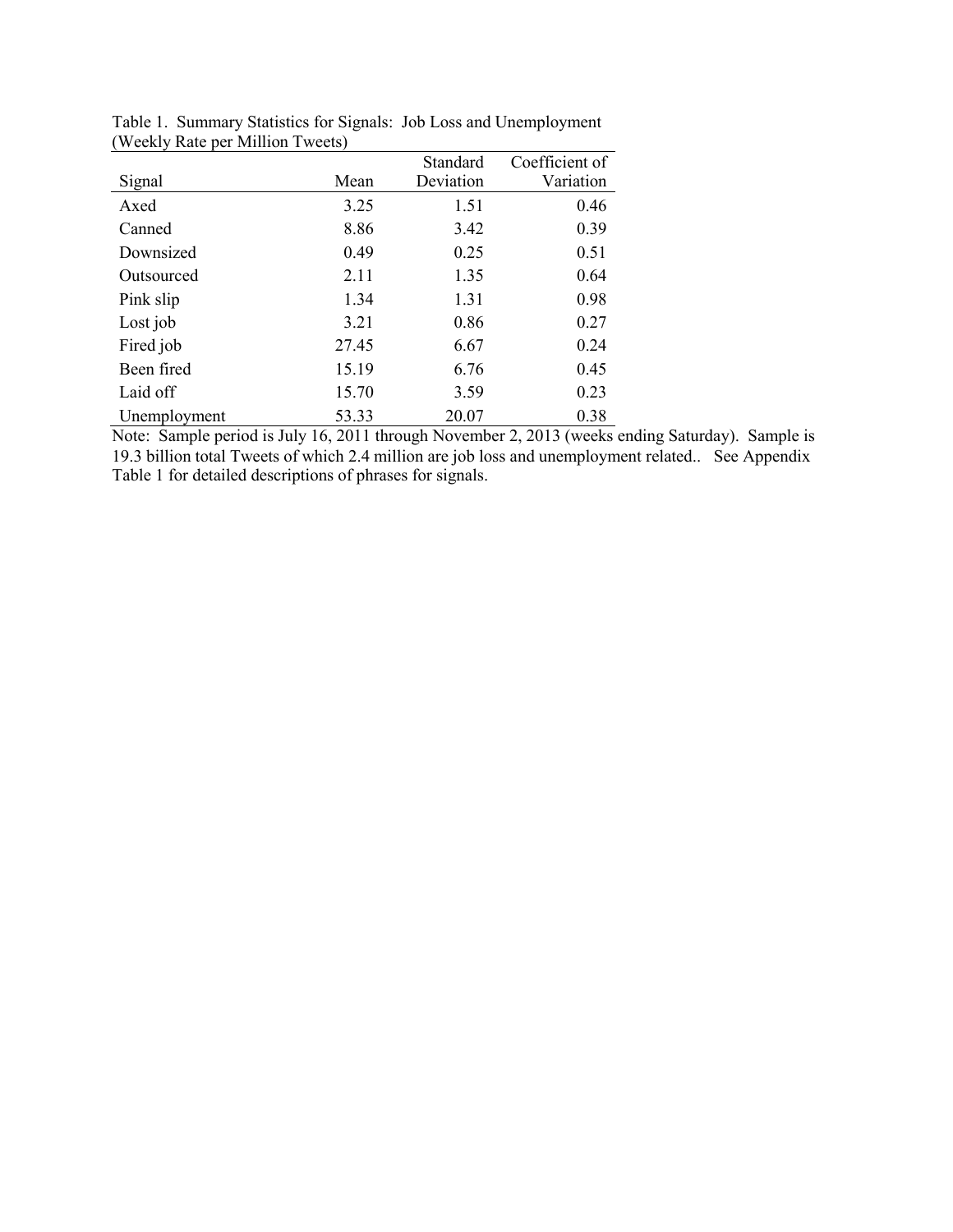Table 1. Summary Statistics for Signals: Job Loss and Unemployment (Weekly Rate per Million Tweets)

| Signal | Mean | Standard Deviation | Coefficient of Variation |
|---|---|---|---|
| Axed | 3.25 | 1.51 | 0.46 |
| Canned | 8.86 | 3.42 | 0.39 |
| Downsized | 0.49 | 0.25 | 0.51 |
| Outsourced | 2.11 | 1.35 | 0.64 |
| Pink slip | 1.34 | 1.31 | 0.98 |
| Lost job | 3.21 | 0.86 | 0.27 |
| Fired job | 27.45 | 6.67 | 0.24 |
| Been fired | 15.19 | 6.76 | 0.45 |
| Laid off | 15.70 | 3.59 | 0.23 |
| Unemployment | 53.33 | 20.07 | 0.38 |

Note: Sample period is July 16, 2011 through November 2, 2013 (weeks ending Saturday). Sample is 19.3 billion total Tweets of which 2.4 million are job loss and unemployment related.. See Appendix Table 1 for detailed descriptions of phrases for signals.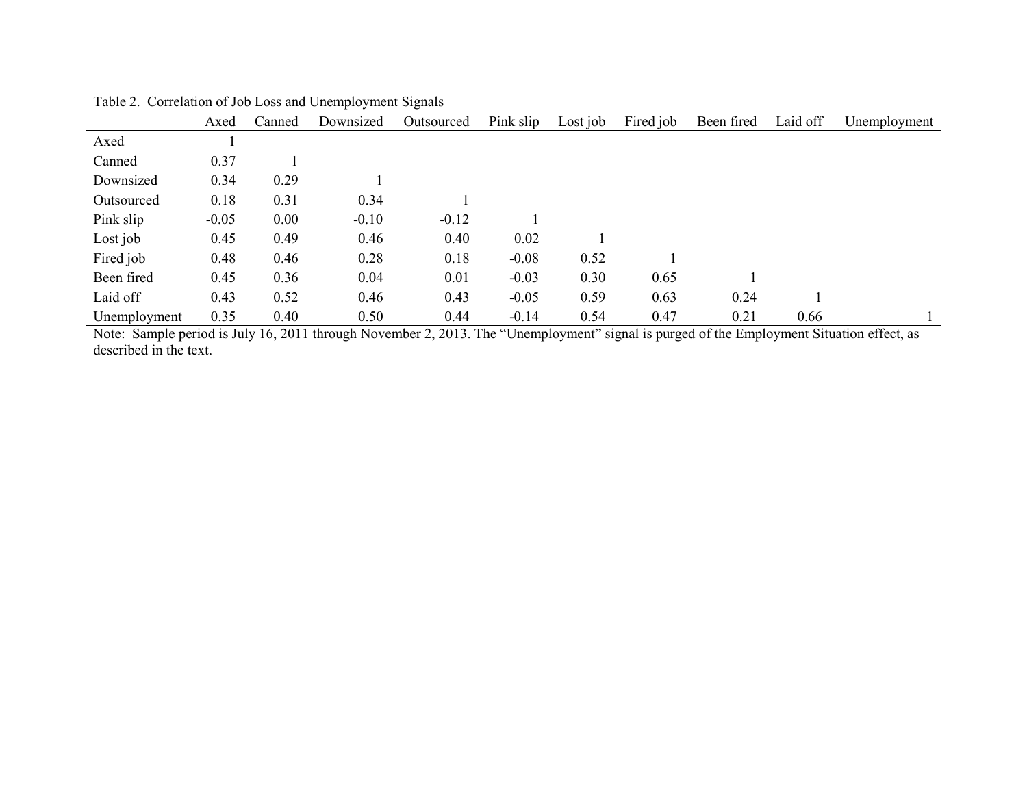Table 2. Correlation of Job Loss and Unemployment Signals

| | Axed | Canned | Downsized | Outsourced | Pink slip | Lost job | Fired job | Been fired | Laid off | Unemployment |
|---|---|---|---|---|---|---|---|---|---|---|
| Axed | 1 | | | | | | | | | |
| Canned | 0.37 | 1 | | | | | | | | |
| Downsized | 0.34 | 0.29 | 1 | | | | | | | |
| Outsourced | 0.18 | 0.31 | 0.34 | 1 | | | | | | |
| Pink slip | -0.05 | 0.00 | -0.10 | -0.12 | 1 | | | | | |
| Lost job | 0.45 | 0.49 | 0.46 | 0.40 | 0.02 | 1 | | | | |
| Fired job | 0.48 | 0.46 | 0.28 | 0.18 | -0.08 | 0.52 | 1 | | | |
| Been fired | 0.45 | 0.36 | 0.04 | 0.01 | -0.03 | 0.30 | 0.65 | 1 | | |
| Laid off | 0.43 | 0.52 | 0.46 | 0.43 | -0.05 | 0.59 | 0.63 | 0.24 | 1 | |
| Unemployment | 0.35 | 0.40 | 0.50 | 0.44 | -0.14 | 0.54 | 0.47 | 0.21 | 0.66 | 1 |

Note: Sample period is July 16, 2011 through November 2, 2013. The "Unemployment" signal is purged of the Employment Situation effect, as described in the text.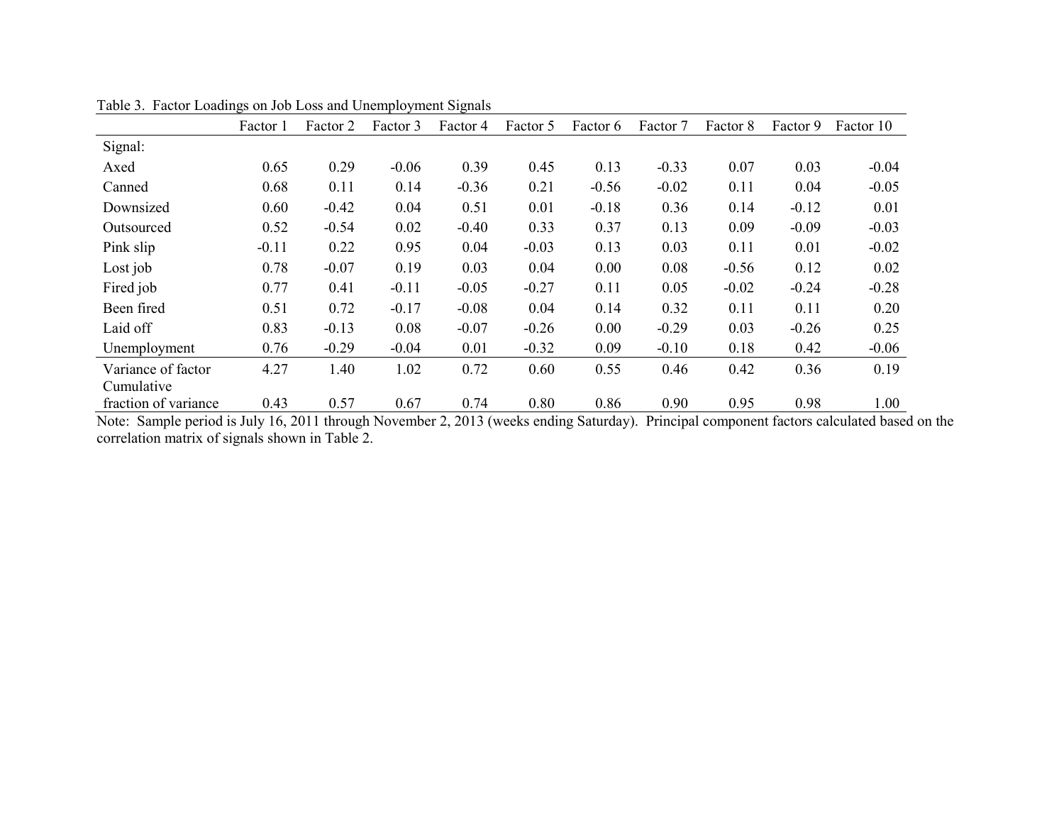Table 3. Factor Loadings on Job Loss and Unemployment Signals

| | Factor 1 | Factor 2 | Factor 3 | Factor 4 | Factor 5 | Factor 6 | Factor 7 | Factor 8 | Factor 9 | Factor 10 |
|---|---|---|---|---|---|---|---|---|---|---|
| Signal: | | | | | | | | | | |
| Axed | 0.65 | 0.29 | -0.06 | 0.39 | 0.45 | 0.13 | -0.33 | 0.07 | 0.03 | -0.04 |
| Canned | 0.68 | 0.11 | 0.14 | -0.36 | 0.21 | -0.56 | -0.02 | 0.11 | 0.04 | -0.05 |
| Downsized | 0.60 | -0.42 | 0.04 | 0.51 | 0.01 | -0.18 | 0.36 | 0.14 | -0.12 | 0.01 |
| Outsourced | 0.52 | -0.54 | 0.02 | -0.40 | 0.33 | 0.37 | 0.13 | 0.09 | -0.09 | -0.03 |
| Pink slip | -0.11 | 0.22 | 0.95 | 0.04 | -0.03 | 0.13 | 0.03 | 0.11 | 0.01 | -0.02 |
| Lost job | 0.78 | -0.07 | 0.19 | 0.03 | 0.04 | 0.00 | 0.08 | -0.56 | 0.12 | 0.02 |
| Fired job | 0.77 | 0.41 | -0.11 | -0.05 | -0.27 | 0.11 | 0.05 | -0.02 | -0.24 | -0.28 |
| Been fired | 0.51 | 0.72 | -0.17 | -0.08 | 0.04 | 0.14 | 0.32 | 0.11 | 0.11 | 0.20 |
| Laid off | 0.83 | -0.13 | 0.08 | -0.07 | -0.26 | 0.00 | -0.29 | 0.03 | -0.26 | 0.25 |
| Unemployment | 0.76 | -0.29 | -0.04 | 0.01 | -0.32 | 0.09 | -0.10 | 0.18 | 0.42 | -0.06 |
| Variance of factor | 4.27 | 1.40 | 1.02 | 0.72 | 0.60 | 0.55 | 0.46 | 0.42 | 0.36 | 0.19 |
| Cumulative fraction of variance | 0.43 | 0.57 | 0.67 | 0.74 | 0.80 | 0.86 | 0.90 | 0.95 | 0.98 | 1.00 |

Note: Sample period is July 16, 2011 through November 2, 2013 (weeks ending Saturday). Principal component factors calculated based on the correlation matrix of signals shown in Table 2.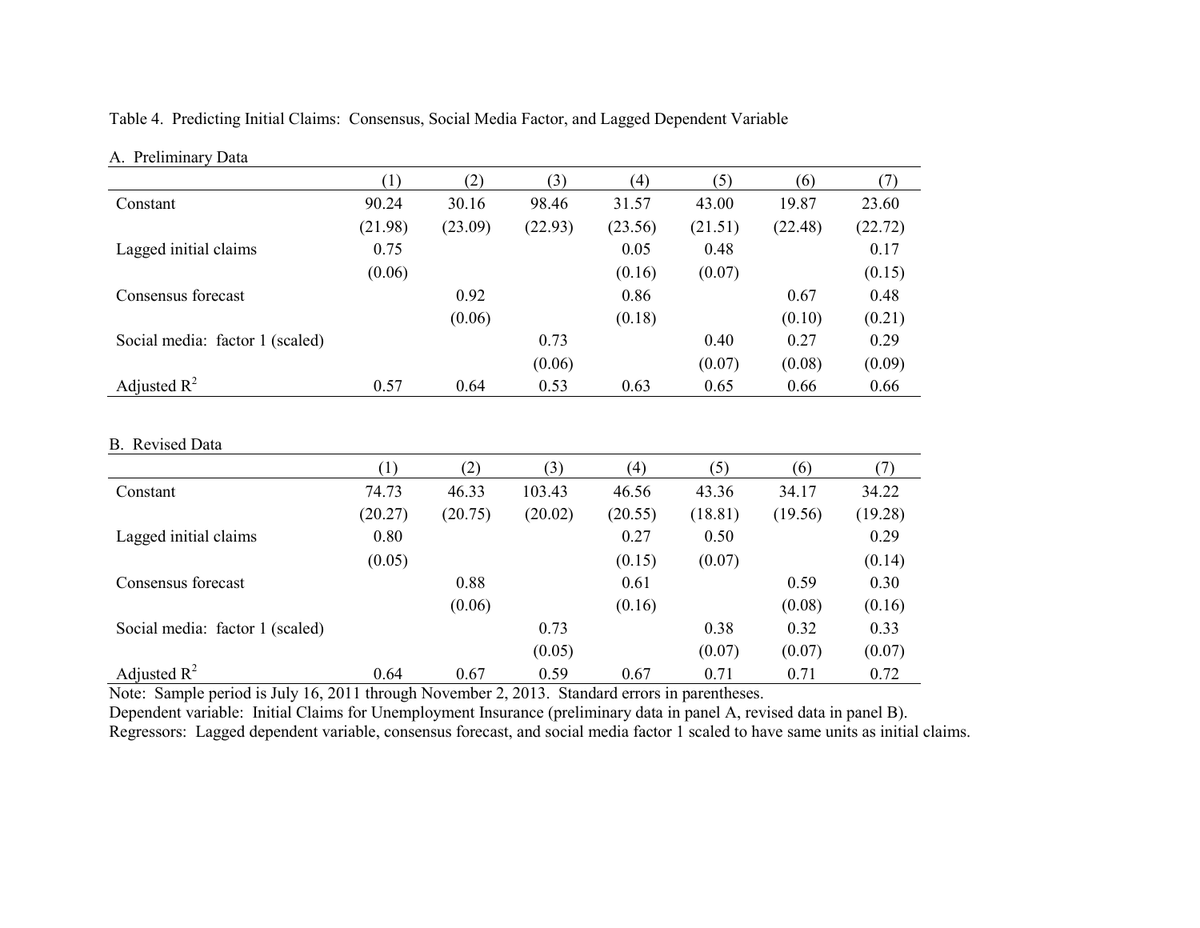Table 4. Predicting Initial Claims: Consensus, Social Media Factor, and Lagged Dependent Variable

A. Preliminary Data

| | (1) | (2) | (3) | (4) | (5) | (6) | (7) |
|---|---|---|---|---|---|---|---|
| Constant | 90.24 | 30.16 | 98.46 | 31.57 | 43.00 | 19.87 | 23.60 |
| | (21.98) | (23.09) | (22.93) | (23.56) | (21.51) | (22.48) | (22.72) |
| Lagged initial claims | 0.75 | | | 0.05 | 0.48 | | 0.17 |
| | (0.06) | | | (0.16) | (0.07) | | (0.15) |
| Consensus forecast | | 0.92 | | 0.86 | | 0.67 | 0.48 |
| | | (0.06) | | (0.18) | | (0.10) | (0.21) |
| Social media: factor 1 (scaled) | | | 0.73 | | 0.40 | 0.27 | 0.29 |
| | | | (0.06) | | (0.07) | (0.08) | (0.09) |
| Adjusted $R^2$ | 0.57 | 0.64 | 0.53 | 0.63 | 0.65 | 0.66 | 0.66 |

B. Revised Data

| | (1) | (2) | (3) | (4) | (5) | (6) | (7) |
|---|---|---|---|---|---|---|---|
| Constant | 74.73 | 46.33 | 103.43 | 46.56 | 43.36 | 34.17 | 34.22 |
| | (20.27) | (20.75) | (20.02) | (20.55) | (18.81) | (19.56) | (19.28) |
| Lagged initial claims | 0.80 | | | 0.27 | 0.50 | | 0.29 |
| | (0.05) | | | (0.15) | (0.07) | | (0.14) |
| Consensus forecast | | 0.88 | | 0.61 | | 0.59 | 0.30 |
| | | (0.06) | | (0.16) | | (0.08) | (0.16) |
| Social media: factor 1 (scaled) | | | 0.73 | | 0.38 | 0.32 | 0.33 |
| | | | (0.05) | | (0.07) | (0.07) | (0.07) |
| Adjusted $R^2$ | 0.64 | 0.67 | 0.59 | 0.67 | 0.71 | 0.71 | 0.72 |

Note: Sample period is July 16, 2011 through November 2, 2013. Standard errors in parentheses.
Dependent variable: Initial Claims for Unemployment Insurance (preliminary data in panel A, revised data in panel B).
Regressors: Lagged dependent variable, consensus forecast, and social media factor 1 scaled to have same units as initial claims.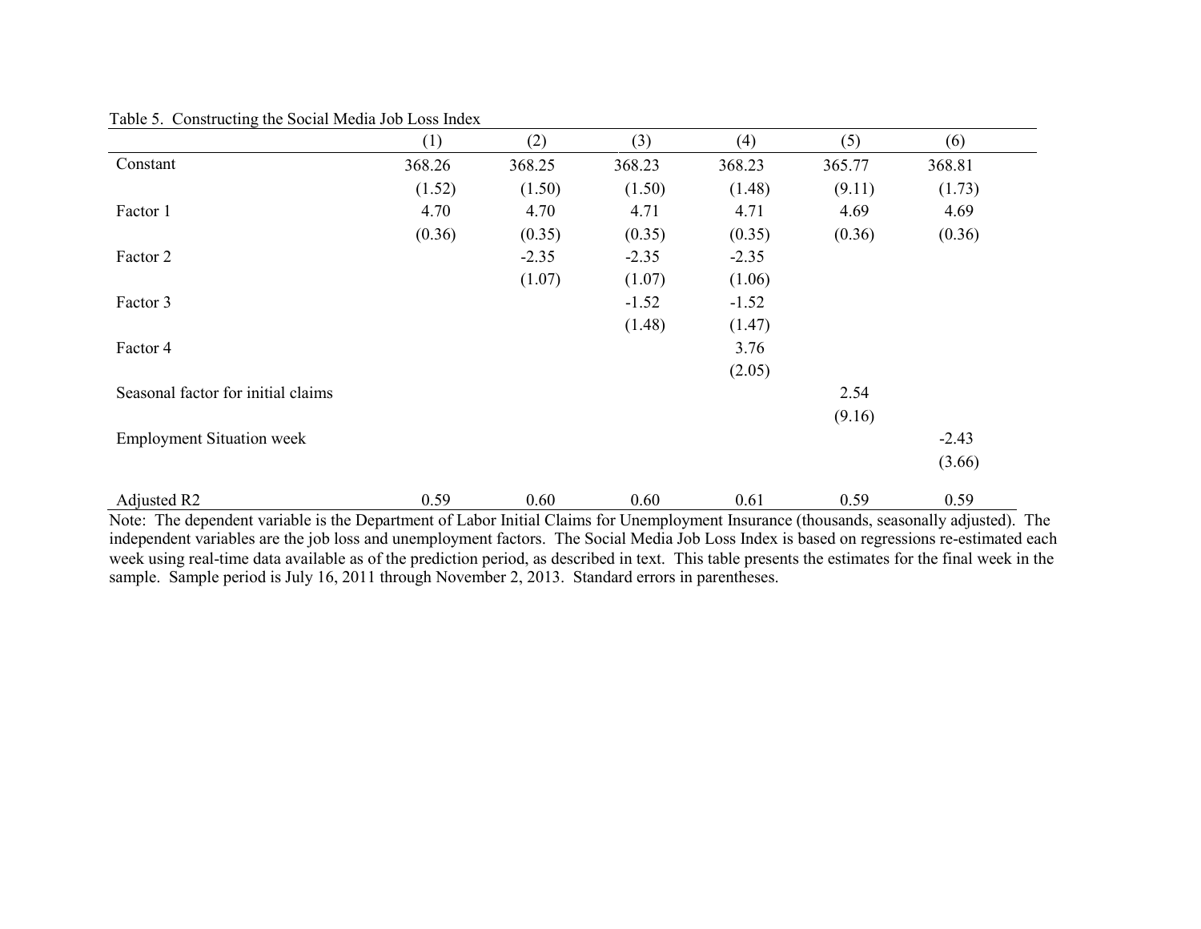Table 5. Constructing the Social Media Job Loss Index

| | (1) | (2) | (3) | (4) | (5) | (6) |
|---|---|---|---|---|---|---|
| Constant | 368.26 | 368.25 | 368.23 | 368.23 | 365.77 | 368.81 |
| | (1.52) | (1.50) | (1.50) | (1.48) | (9.11) | (1.73) |
| Factor 1 | 4.70 | 4.70 | 4.71 | 4.71 | 4.69 | 4.69 |
| | (0.36) | (0.35) | (0.35) | (0.35) | (0.36) | (0.36) |
| Factor 2 | | -2.35 | -2.35 | -2.35 | | |
| | | (1.07) | (1.07) | (1.06) | | |
| Factor 3 | | | -1.52 | -1.52 | | |
| | | | (1.48) | (1.47) | | |
| Factor 4 | | | | 3.76 | | |
| | | | | (2.05) | | |
| Seasonal factor for initial claims | | | | | 2.54 | |
| | | | | | (9.16) | |
| Employment Situation week | | | | | | -2.43 |
| | | | | | | (3.66) |
| Adjusted R2 | 0.59 | 0.60 | 0.60 | 0.61 | 0.59 | 0.59 |

Note: The dependent variable is the Department of Labor Initial Claims for Unemployment Insurance (thousands, seasonally adjusted). The independent variables are the job loss and unemployment factors. The Social Media Job Loss Index is based on regressions re-estimated each week using real-time data available as of the prediction period, as described in text. This table presents the estimates for the final week in the sample. Sample period is July 16, 2011 through November 2, 2013. Standard errors in parentheses.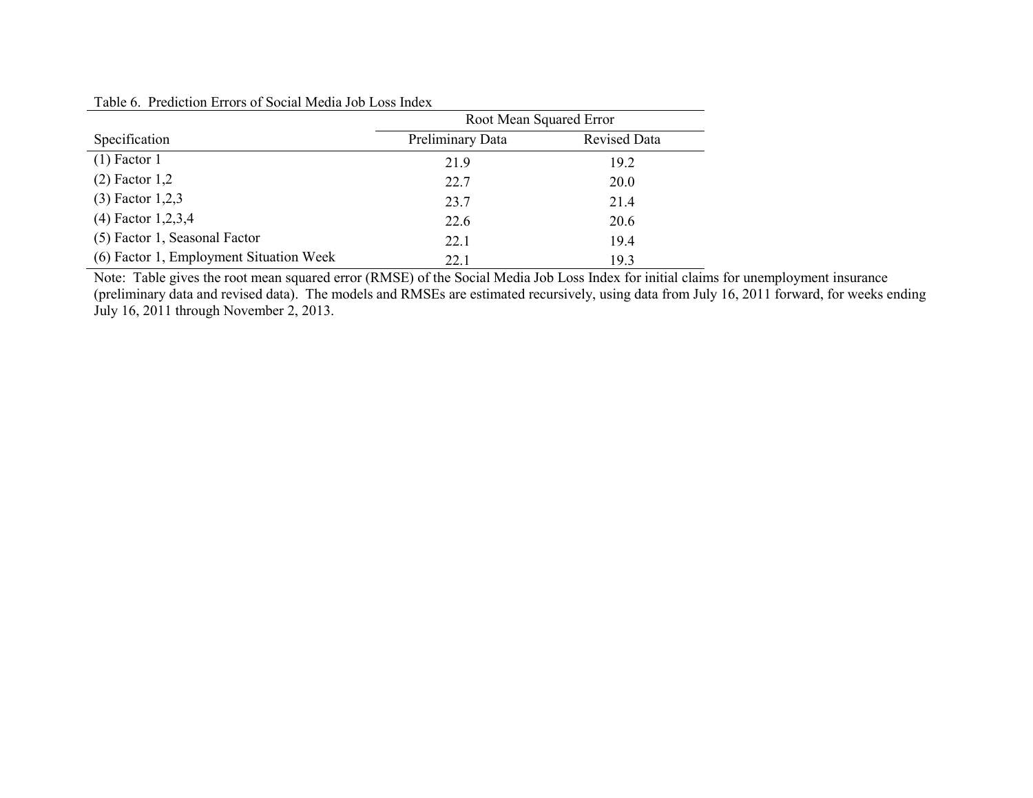Table 6. Prediction Errors of Social Media Job Loss Index

| | Root Mean Squared Error | |
|---|---|---|
| Specification | Preliminary Data | Revised Data |
| (1) Factor 1 | 21.9 | 19.2 |
| (2) Factor 1,2 | 22.7 | 20.0 |
| (3) Factor 1,2,3 | 23.7 | 21.4 |
| (4) Factor 1,2,3,4 | 22.6 | 20.6 |
| (5) Factor 1, Seasonal Factor | 22.1 | 19.4 |
| (6) Factor 1, Employment Situation Week | 22.1 | 19.3 |

Note: Table gives the root mean squared error (RMSE) of the Social Media Job Loss Index for initial claims for unemployment insurance (preliminary data and revised data). The models and RMSEs are estimated recursively, using data from July 16, 2011 forward, for weeks ending July 16, 2011 through November 2, 2013.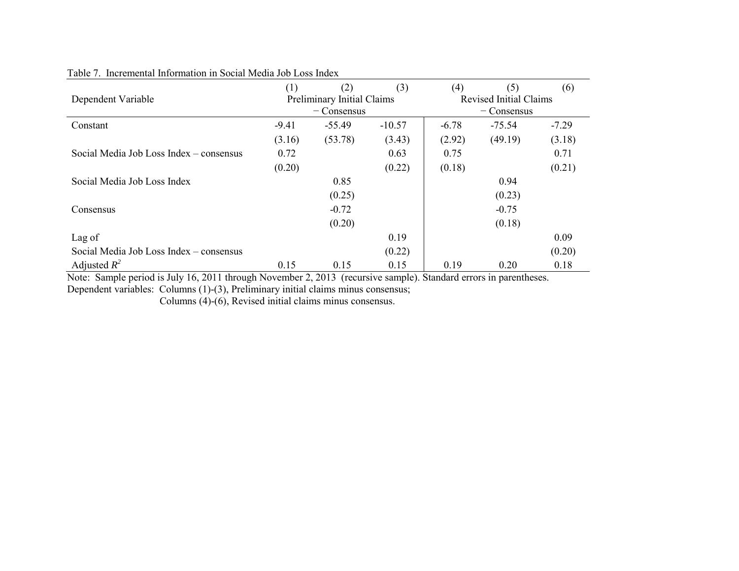Table 7. Incremental Information in Social Media Job Loss Index

| Dependent Variable | (1) | (2) | (3) | (4) | (5) | (6) |
|---|---|---|---|---|---|---|
| | Preliminary Initial Claims − Consensus | | | Revised Initial Claims − Consensus | | |
| Constant | -9.41 | -55.49 | -10.57 | -6.78 | -75.54 | -7.29 |
| | (3.16) | (53.78) | (3.43) | (2.92) | (49.19) | (3.18) |
| Social Media Job Loss Index – consensus | 0.72 | | 0.63 | 0.75 | | 0.71 |
| | (0.20) | | (0.22) | (0.18) | | (0.21) |
| Social Media Job Loss Index | | 0.85 | | | 0.94 | |
| | | (0.25) | | | (0.23) | |
| Consensus | | -0.72 | | | -0.75 | |
| | | (0.20) | | | (0.18) | |
| Lag of Social Media Job Loss Index – consensus | | | 0.19 | | | 0.09 |
| | | | (0.22) | | | (0.20) |
| Adjusted $R^2$ | 0.15 | 0.15 | 0.15 | 0.19 | 0.20 | 0.18 |

Note: Sample period is July 16, 2011 through November 2, 2013 (recursive sample). Standard errors in parentheses.
Dependent variables: Columns (1)-(3), Preliminary initial claims minus consensus;
Columns (4)-(6), Revised initial claims minus consensus.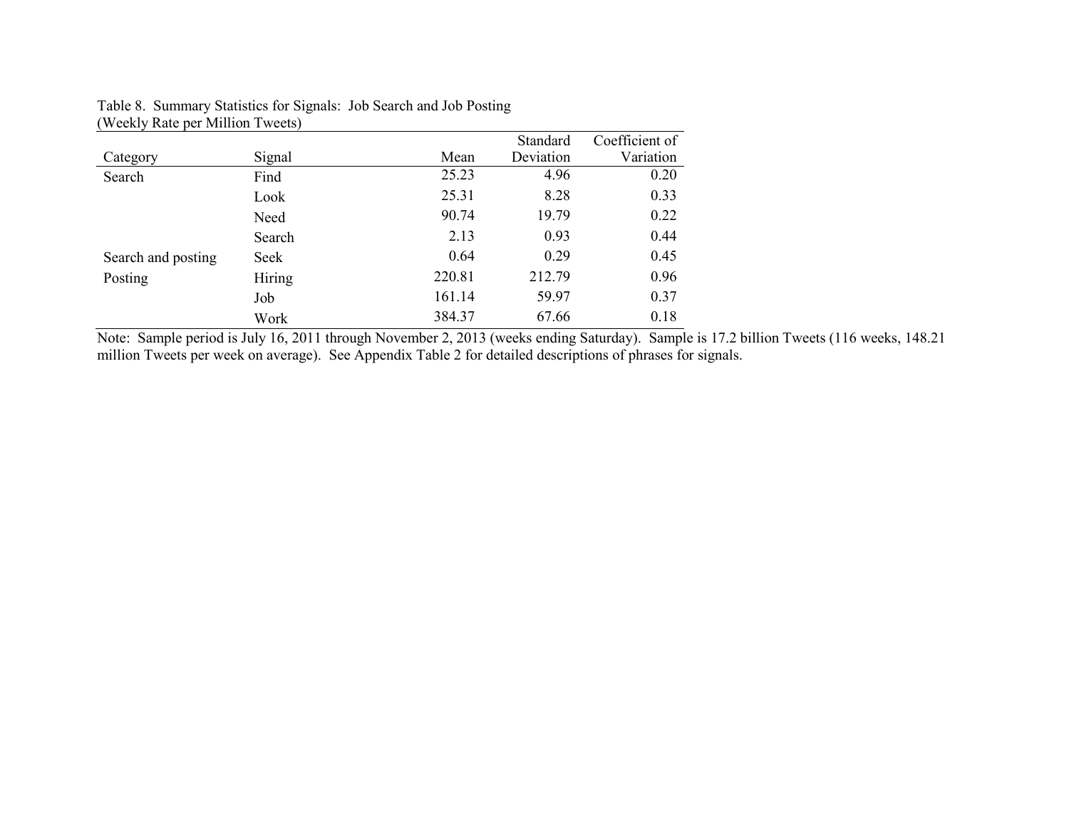Table 8. Summary Statistics for Signals: Job Search and Job Posting
(Weekly Rate per Million Tweets)

| Category | Signal | Mean | Standard Deviation | Coefficient of Variation |
|---|---|---|---|---|
| Search | Find | 25.23 | 4.96 | 0.20 |
| | Look | 25.31 | 8.28 | 0.33 |
| | Need | 90.74 | 19.79 | 0.22 |
| | Search | 2.13 | 0.93 | 0.44 |
| Search and posting | Seek | 0.64 | 0.29 | 0.45 |
| Posting | Hiring | 220.81 | 212.79 | 0.96 |
| | Job | 161.14 | 59.97 | 0.37 |
| | Work | 384.37 | 67.66 | 0.18 |

Note: Sample period is July 16, 2011 through November 2, 2013 (weeks ending Saturday). Sample is 17.2 billion Tweets (116 weeks, 148.21 million Tweets per week on average). See Appendix Table 2 for detailed descriptions of phrases for signals.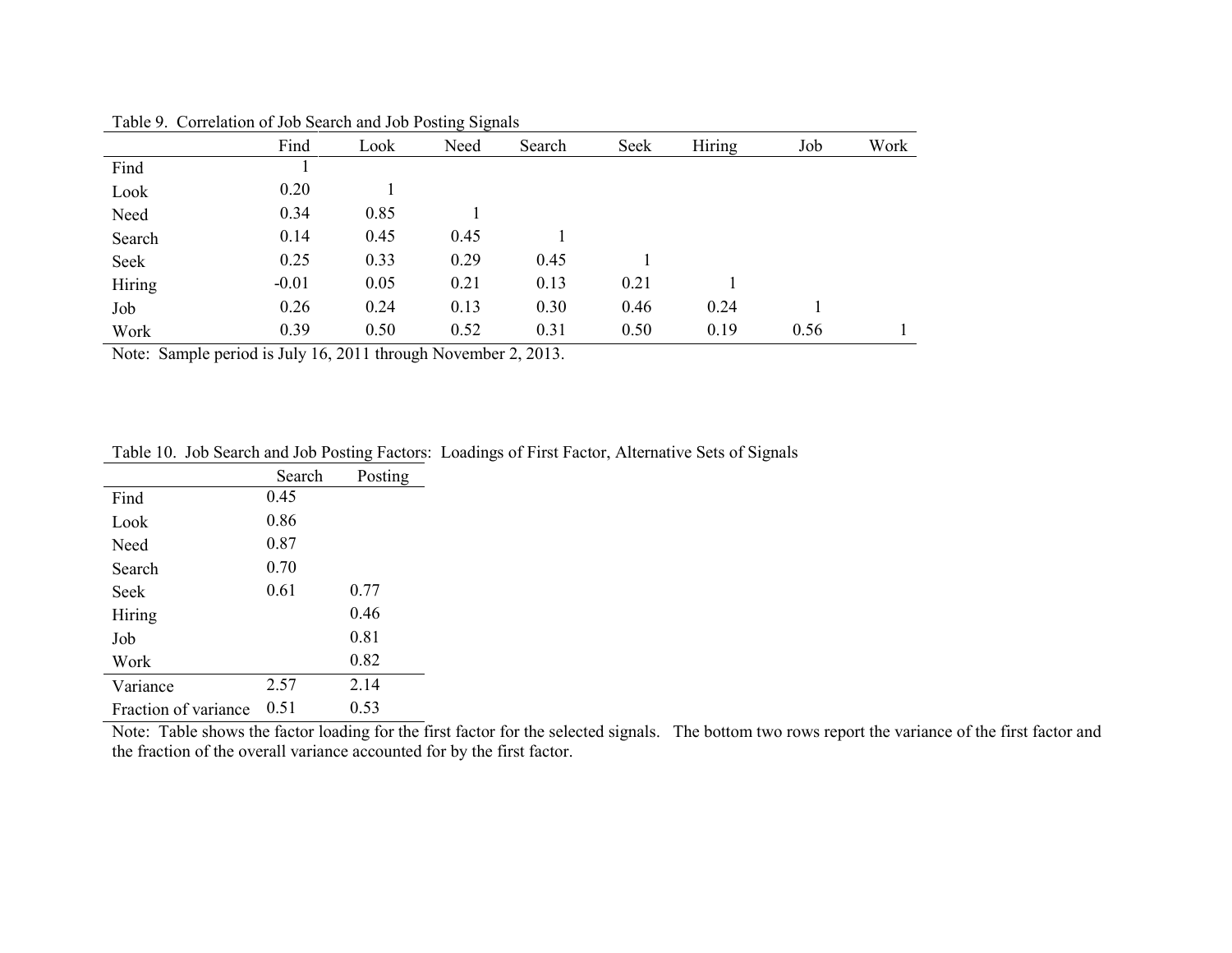Table 9. Correlation of Job Search and Job Posting Signals

| | Find | Look | Need | Search | Seek | Hiring | Job | Work |
|---|---|---|---|---|---|---|---|---|
| Find | 1 | | | | | | | |
| Look | 0.20 | 1 | | | | | | |
| Need | 0.34 | 0.85 | 1 | | | | | |
| Search | 0.14 | 0.45 | 0.45 | 1 | | | | |
| Seek | 0.25 | 0.33 | 0.29 | 0.45 | 1 | | | |
| Hiring | -0.01 | 0.05 | 0.21 | 0.13 | 0.21 | 1 | | |
| Job | 0.26 | 0.24 | 0.13 | 0.30 | 0.46 | 0.24 | 1 | |
| Work | 0.39 | 0.50 | 0.52 | 0.31 | 0.50 | 0.19 | 0.56 | 1 |

Note: Sample period is July 16, 2011 through November 2, 2013.

Table 10. Job Search and Job Posting Factors: Loadings of First Factor, Alternative Sets of Signals

| | Search | Posting |
|---|---|---|
| Find | 0.45 | |
| Look | 0.86 | |
| Need | 0.87 | |
| Search | 0.70 | |
| Seek | 0.61 | 0.77 |
| Hiring | | 0.46 |
| Job | | 0.81 |
| Work | | 0.82 |
| Variance | 2.57 | 2.14 |
| Fraction of variance | 0.51 | 0.53 |

Note: Table shows the factor loading for the first factor for the selected signals. The bottom two rows report the variance of the first factor and the fraction of the overall variance accounted for by the first factor.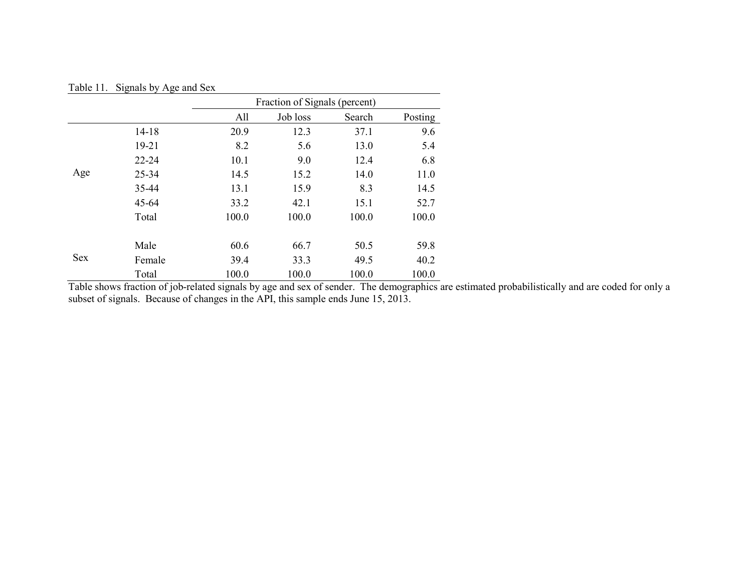Table 11. Signals by Age and Sex

| | | Fraction of Signals (percent) | | | |
|---|---|---|---|---|---|
| | | All | Job loss | Search | Posting |
| Age | 14-18 | 20.9 | 12.3 | 37.1 | 9.6 |
| | 19-21 | 8.2 | 5.6 | 13.0 | 5.4 |
| | 22-24 | 10.1 | 9.0 | 12.4 | 6.8 |
| | 25-34 | 14.5 | 15.2 | 14.0 | 11.0 |
| | 35-44 | 13.1 | 15.9 | 8.3 | 14.5 |
| | 45-64 | 33.2 | 42.1 | 15.1 | 52.7 |
| | Total | 100.0 | 100.0 | 100.0 | 100.0 |
| Sex | Male | 60.6 | 66.7 | 50.5 | 59.8 |
| | Female | 39.4 | 33.3 | 49.5 | 40.2 |
| | Total | 100.0 | 100.0 | 100.0 | 100.0 |

Table shows fraction of job-related signals by age and sex of sender. The demographics are estimated probabilistically and are coded for only a subset of signals. Because of changes in the API, this sample ends June 15, 2013.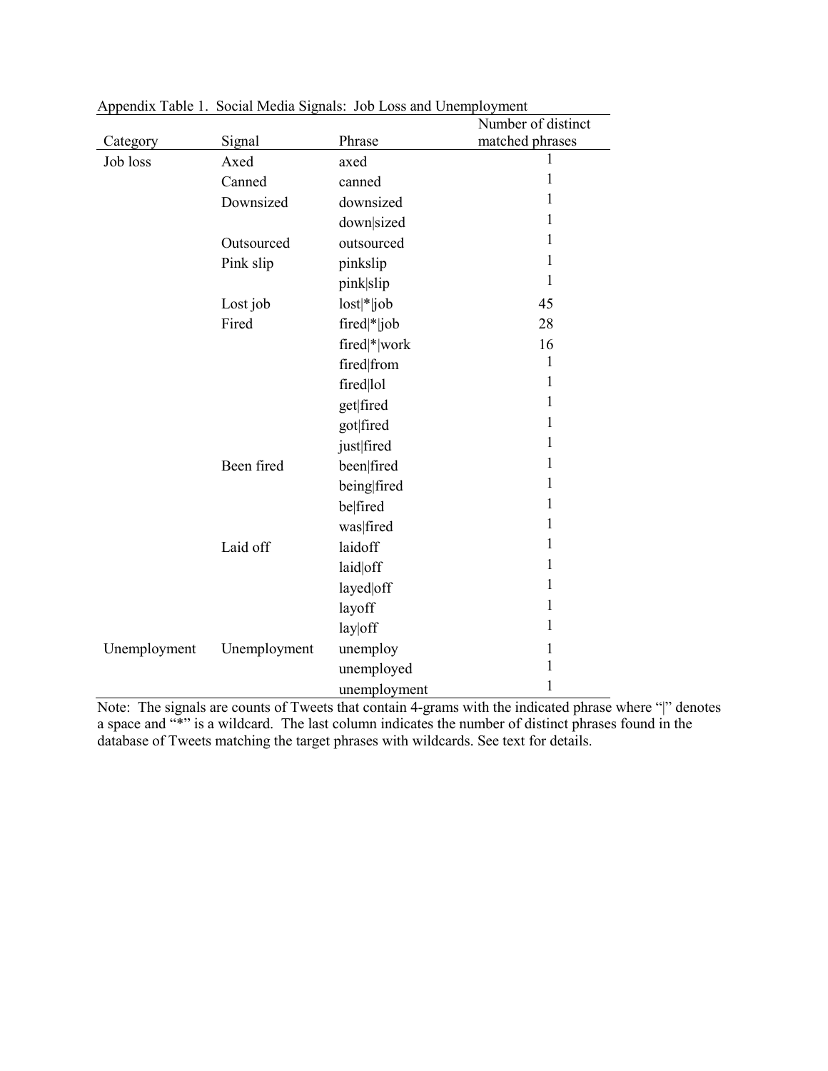Appendix Table 1. Social Media Signals: Job Loss and Unemployment

| Category | Signal | Phrase | Number of distinct matched phrases |
|---|---|---|---|
| Job loss | Axed | axed | 1 |
| | Canned | canned | 1 |
| | Downsized | downsized | 1 |
| | | down\|sized | 1 |
| | Outsourced | outsourced | 1 |
| | Pink slip | pinkslip | 1 |
| | | pink\|slip | 1 |
| | Lost job | lost\|*\|job | 45 |
| | Fired | fired\|*\|job | 28 |
| | | fired\|*\|work | 16 |
| | | fired\|from | 1 |
| | | fired\|lol | 1 |
| | | get\|fired | 1 |
| | | got\|fired | 1 |
| | | just\|fired | 1 |
| | Been fired | been\|fired | 1 |
| | | being\|fired | 1 |
| | | be\|fired | 1 |
| | | was\|fired | 1 |
| | Laid off | laidoff | 1 |
| | | laid\|off | 1 |
| | | layed\|off | 1 |
| | | layoff | 1 |
| | | lay\|off | 1 |
| Unemployment | Unemployment | unemploy | 1 |
| | | unemployed | 1 |
| | | unemployment | 1 |

Note: The signals are counts of Tweets that contain 4-grams with the indicated phrase where "|" denotes a space and "*" is a wildcard. The last column indicates the number of distinct phrases found in the database of Tweets matching the target phrases with wildcards. See text for details.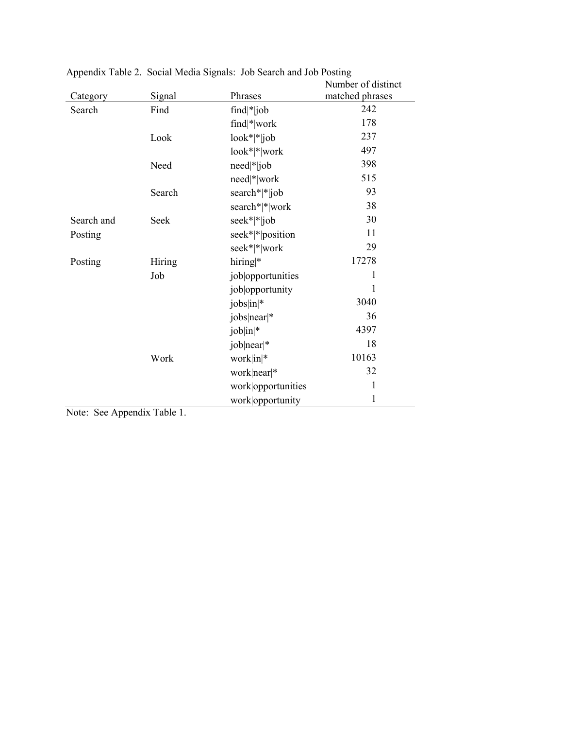Appendix Table 2. Social Media Signals: Job Search and Job Posting

| Category | Signal | Phrases | Number of distinct matched phrases |
|---|---|---|---|
| Search | Find | find\|*\|job | 242 |
| | | find\|*\|work | 178 |
| | Look | look*\|*\|job | 237 |
| | | look*\|*\|work | 497 |
| | Need | need\|*\|job | 398 |
| | | need\|*\|work | 515 |
| | Search | search*\|*\|job | 93 |
| | | search*\|*\|work | 38 |
| Search and Posting | Seek | seek*\|*\|job | 30 |
| | | seek*\|*\|position | 11 |
| | | seek*\|*\|work | 29 |
| Posting | Hiring | hiring\|* | 17278 |
| | Job | job\|opportunities | 1 |
| | | job\|opportunity | 1 |
| | | jobs\|in\|* | 3040 |
| | | jobs\|near\|* | 36 |
| | | job\|in\|* | 4397 |
| | | job\|near\|* | 18 |
| | Work | work\|in\|* | 10163 |
| | | work\|near\|* | 32 |
| | | work\|opportunities | 1 |
| | | work\|opportunity | 1 |

Note: See Appendix Table 1.